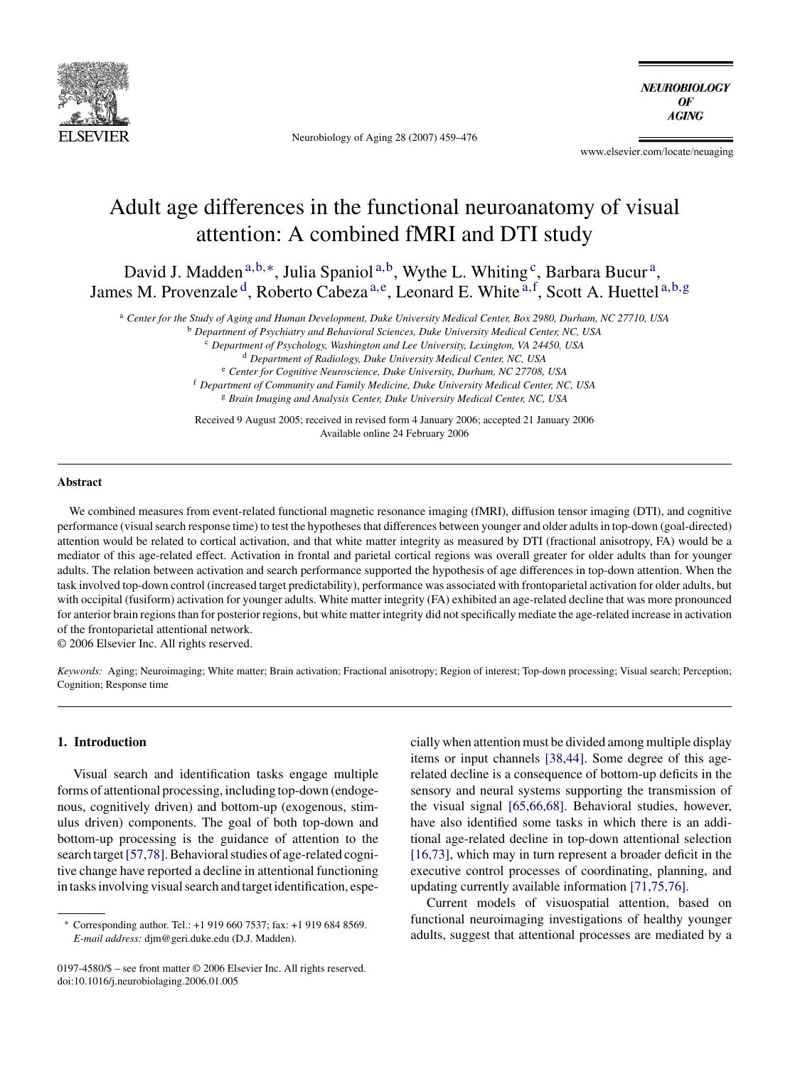# Adult age differences in the functional neuroanatomy of visual attention: A combined fMRI and DTI study

David J. Madden [a,b,*], Julia Spaniol [a,b], Wythe L. Whiting [c], Barbara Bucur [a], James M. Provenzale [d], Roberto Cabeza [a,e], Leonard E. White [a,f], Scott A. Huettel [a,b,g]

[a] *Center for the Study of Aging and Human Development, Duke University Medical Center, Box 2980, Durham, NC 27710, USA*
[b] *Department of Psychiatry and Behavioral Sciences, Duke University Medical Center, NC, USA*
[c] *Department of Psychology, Washington and Lee University, Lexington, VA 24450, USA*
[d] *Department of Radiology, Duke University Medical Center, NC, USA*
[e] *Center for Cognitive Neuroscience, Duke University, Durham, NC 27708, USA*
[f] *Department of Community and Family Medicine, Duke University Medical Center, NC, USA*
[g] *Brain Imaging and Analysis Center, Duke University Medical Center, NC, USA*

Received 9 August 2005; received in revised form 4 January 2006; accepted 21 January 2006
Available online 24 February 2006

## Abstract

We combined measures from event-related functional magnetic resonance imaging (fMRI), diffusion tensor imaging (DTI), and cognitive performance (visual search response time) to test the hypotheses that differences between younger and older adults in top-down (goal-directed) attention would be related to cortical activation, and that white matter integrity as measured by DTI (fractional anisotropy, FA) would be a mediator of this age-related effect. Activation in frontal and parietal cortical regions was overall greater for older adults than for younger adults. The relation between activation and search performance supported the hypothesis of age differences in top-down attention. When the task involved top-down control (increased target predictability), performance was associated with frontoparietal activation for older adults, but with occipital (fusiform) activation for younger adults. White matter integrity (FA) exhibited an age-related decline that was more pronounced for anterior brain regions than for posterior regions, but white matter integrity did not specifically mediate the age-related increase in activation of the frontoparietal attentional network.

© 2006 Elsevier Inc. All rights reserved.

*Keywords:* Aging; Neuroimaging; White matter; Brain activation; Fractional anisotropy; Region of interest; Top-down processing; Visual search; Perception; Cognition; Response time

## 1. Introduction

Visual search and identification tasks engage multiple forms of attentional processing, including top-down (endogenous, cognitively driven) and bottom-up (exogenous, stimulus driven) components. The goal of both top-down and bottom-up processing is the guidance of attention to the search target [57,78]. Behavioral studies of age-related cognitive change have reported a decline in attentional functioning in tasks involving visual search and target identification, especially when attention must be divided among multiple display items or input channels [38,44]. Some degree of this age-related decline is a consequence of bottom-up deficits in the sensory and neural systems supporting the transmission of the visual signal [65,66,68]. Behavioral studies, however, have also identified some tasks in which there is an additional age-related decline in top-down attentional selection [16,73], which may in turn represent a broader deficit in the executive control processes of coordinating, planning, and updating currently available information [71,75,76].

Current models of visuospatial attention, based on functional neuroimaging investigations of healthy younger adults, suggest that attentional processes are mediated by a

\* Corresponding author. Tel.: +1 919 660 7537; fax: +1 919 684 8569.
*E-mail address:* djm@geri.duke.edu (D.J. Madden).

0197-4580/$ – see front matter © 2006 Elsevier Inc. All rights reserved.
doi:10.1016/j.neurobiolaging.2006.01.005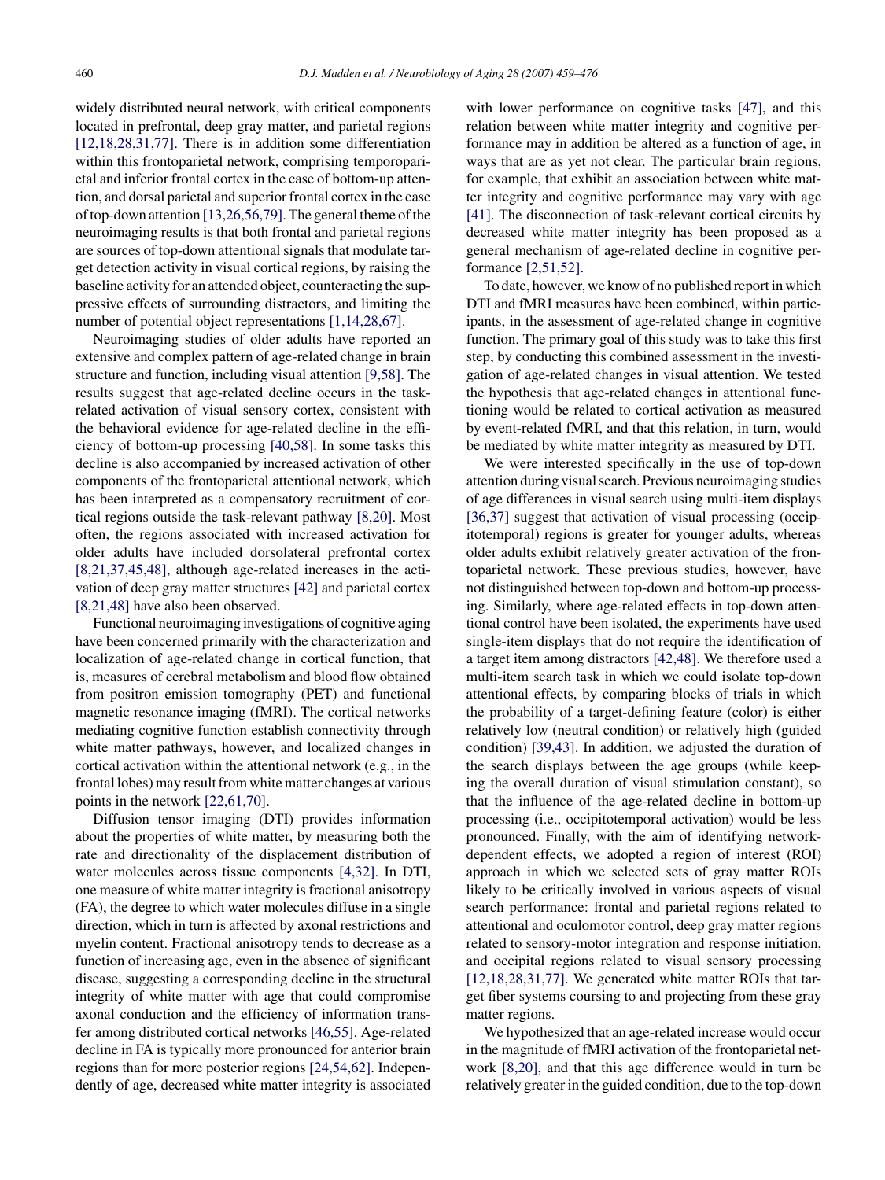widely distributed neural network, with critical components located in prefrontal, deep gray matter, and parietal regions [12,18,28,31,77]. There is in addition some differentiation within this frontoparietal network, comprising temporoparietal and inferior frontal cortex in the case of bottom-up attention, and dorsal parietal and superior frontal cortex in the case of top-down attention [13,26,56,79]. The general theme of the neuroimaging results is that both frontal and parietal regions are sources of top-down attentional signals that modulate target detection activity in visual cortical regions, by raising the baseline activity for an attended object, counteracting the suppressive effects of surrounding distractors, and limiting the number of potential object representations [1,14,28,67].

Neuroimaging studies of older adults have reported an extensive and complex pattern of age-related change in brain structure and function, including visual attention [9,58]. The results suggest that age-related decline occurs in the task-related activation of visual sensory cortex, consistent with the behavioral evidence for age-related decline in the efficiency of bottom-up processing [40,58]. In some tasks this decline is also accompanied by increased activation of other components of the frontoparietal attentional network, which has been interpreted as a compensatory recruitment of cortical regions outside the task-relevant pathway [8,20]. Most often, the regions associated with increased activation for older adults have included dorsolateral prefrontal cortex [8,21,37,45,48], although age-related increases in the activation of deep gray matter structures [42] and parietal cortex [8,21,48] have also been observed.

Functional neuroimaging investigations of cognitive aging have been concerned primarily with the characterization and localization of age-related change in cortical function, that is, measures of cerebral metabolism and blood flow obtained from positron emission tomography (PET) and functional magnetic resonance imaging (fMRI). The cortical networks mediating cognitive function establish connectivity through white matter pathways, however, and localized changes in cortical activation within the attentional network (e.g., in the frontal lobes) may result from white matter changes at various points in the network [22,61,70].

Diffusion tensor imaging (DTI) provides information about the properties of white matter, by measuring both the rate and directionality of the displacement distribution of water molecules across tissue components [4,32]. In DTI, one measure of white matter integrity is fractional anisotropy (FA), the degree to which water molecules diffuse in a single direction, which in turn is affected by axonal restrictions and myelin content. Fractional anisotropy tends to decrease as a function of increasing age, even in the absence of significant disease, suggesting a corresponding decline in the structural integrity of white matter with age that could compromise axonal conduction and the efficiency of information transfer among distributed cortical networks [46,55]. Age-related decline in FA is typically more pronounced for anterior brain regions than for more posterior regions [24,54,62]. Independently of age, decreased white matter integrity is associated with lower performance on cognitive tasks [47], and this relation between white matter integrity and cognitive performance may in addition be altered as a function of age, in ways that are as yet not clear. The particular brain regions, for example, that exhibit an association between white matter integrity and cognitive performance may vary with age [41]. The disconnection of task-relevant cortical circuits by decreased white matter integrity has been proposed as a general mechanism of age-related decline in cognitive performance [2,51,52].

To date, however, we know of no published report in which DTI and fMRI measures have been combined, within participants, in the assessment of age-related change in cognitive function. The primary goal of this study was to take this first step, by conducting this combined assessment in the investigation of age-related changes in visual attention. We tested the hypothesis that age-related changes in attentional functioning would be related to cortical activation as measured by event-related fMRI, and that this relation, in turn, would be mediated by white matter integrity as measured by DTI.

We were interested specifically in the use of top-down attention during visual search. Previous neuroimaging studies of age differences in visual search using multi-item displays [36,37] suggest that activation of visual processing (occipitotemporal) regions is greater for younger adults, whereas older adults exhibit relatively greater activation of the frontoparietal network. These previous studies, however, have not distinguished between top-down and bottom-up processing. Similarly, where age-related effects in top-down attentional control have been isolated, the experiments have used single-item displays that do not require the identification of a target item among distractors [42,48]. We therefore used a multi-item search task in which we could isolate top-down attentional effects, by comparing blocks of trials in which the probability of a target-defining feature (color) is either relatively low (neutral condition) or relatively high (guided condition) [39,43]. In addition, we adjusted the duration of the search displays between the age groups (while keeping the overall duration of visual stimulation constant), so that the influence of the age-related decline in bottom-up processing (i.e., occipitotemporal activation) would be less pronounced. Finally, with the aim of identifying network-dependent effects, we adopted a region of interest (ROI) approach in which we selected sets of gray matter ROIs likely to be critically involved in various aspects of visual search performance: frontal and parietal regions related to attentional and oculomotor control, deep gray matter regions related to sensory-motor integration and response initiation, and occipital regions related to visual sensory processing [12,18,28,31,77]. We generated white matter ROIs that target fiber systems coursing to and projecting from these gray matter regions.

We hypothesized that an age-related increase would occur in the magnitude of fMRI activation of the frontoparietal network [8,20], and that this age difference would in turn be relatively greater in the guided condition, due to the top-down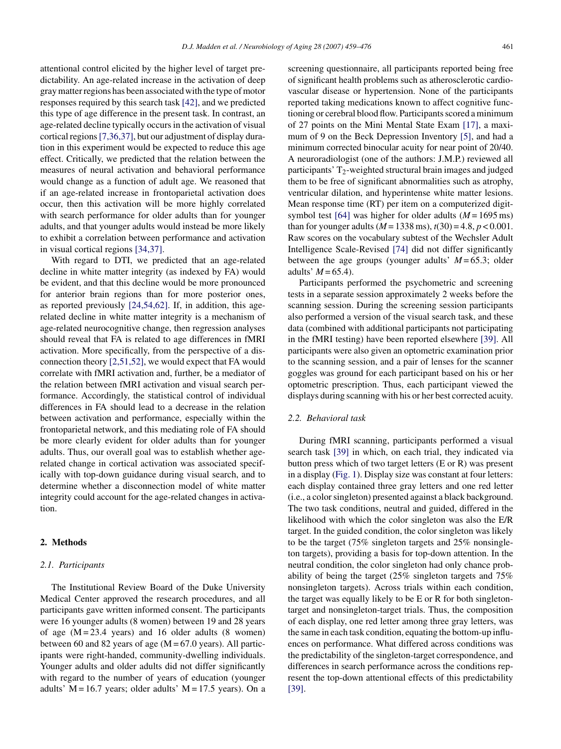attentional control elicited by the higher level of target predictability. An age-related increase in the activation of deep gray matter regions has been associated with the type of motor responses required by this search task [42], and we predicted this type of age difference in the present task. In contrast, an age-related decline typically occurs in the activation of visual cortical regions [7,36,37], but our adjustment of display duration in this experiment would be expected to reduce this age effect. Critically, we predicted that the relation between the measures of neural activation and behavioral performance would change as a function of adult age. We reasoned that if an age-related increase in frontoparietal activation does occur, then this activation will be more highly correlated with search performance for older adults than for younger adults, and that younger adults would instead be more likely to exhibit a correlation between performance and activation in visual cortical regions [34,37].

With regard to DTI, we predicted that an age-related decline in white matter integrity (as indexed by FA) would be evident, and that this decline would be more pronounced for anterior brain regions than for more posterior ones, as reported previously [24,54,62]. If, in addition, this age-related decline in white matter integrity is a mechanism of age-related neurocognitive change, then regression analyses should reveal that FA is related to age differences in fMRI activation. More specifically, from the perspective of a disconnection theory [2,51,52], we would expect that FA would correlate with fMRI activation and, further, be a mediator of the relation between fMRI activation and visual search performance. Accordingly, the statistical control of individual differences in FA should lead to a decrease in the relation between activation and performance, especially within the frontoparietal network, and this mediating role of FA should be more clearly evident for older adults than for younger adults. Thus, our overall goal was to establish whether age-related change in cortical activation was associated specifically with top-down guidance during visual search, and to determine whether a disconnection model of white matter integrity could account for the age-related changes in activation.

## 2. Methods

### 2.1. Participants

The Institutional Review Board of the Duke University Medical Center approved the research procedures, and all participants gave written informed consent. The participants were 16 younger adults (8 women) between 19 and 28 years of age (M = 23.4 years) and 16 older adults (8 women) between 60 and 82 years of age (M = 67.0 years). All participants were right-handed, community-dwelling individuals. Younger adults and older adults did not differ significantly with regard to the number of years of education (younger adults' M = 16.7 years; older adults' M = 17.5 years). On a screening questionnaire, all participants reported being free of significant health problems such as atherosclerotic cardiovascular disease or hypertension. None of the participants reported taking medications known to affect cognitive functioning or cerebral blood flow. Participants scored a minimum of 27 points on the Mini Mental State Exam [17], a maximum of 9 on the Beck Depression Inventory [5], and had a minimum corrected binocular acuity for near point of 20/40. A neuroradiologist (one of the authors: J.M.P.) reviewed all participants' $T_2$-weighted structural brain images and judged them to be free of significant abnormalities such as atrophy, ventricular dilation, and hyperintense white matter lesions. Mean response time (RT) per item on a computerized digit-symbol test [64] was higher for older adults ($M = 1695$ ms) than for younger adults ($M = 1338$ ms), $t(30) = 4.8$, $p < 0.001$. Raw scores on the vocabulary subtest of the Wechsler Adult Intelligence Scale-Revised [74] did not differ significantly between the age groups (younger adults' $M = 65.3$; older adults' $M = 65.4$).

Participants performed the psychometric and screening tests in a separate session approximately 2 weeks before the scanning session. During the screening session participants also performed a version of the visual search task, and these data (combined with additional participants not participating in the fMRI testing) have been reported elsewhere [39]. All participants were also given an optometric examination prior to the scanning session, and a pair of lenses for the scanner goggles was ground for each participant based on his or her optometric prescription. Thus, each participant viewed the displays during scanning with his or her best corrected acuity.

### 2.2. Behavioral task

During fMRI scanning, participants performed a visual search task [39] in which, on each trial, they indicated via button press which of two target letters (E or R) was present in a display (Fig. 1). Display size was constant at four letters: each display contained three gray letters and one red letter (i.e., a color singleton) presented against a black background. The two task conditions, neutral and guided, differed in the likelihood with which the color singleton was also the E/R target. In the guided condition, the color singleton was likely to be the target (75% singleton targets and 25% nonsingleton targets), providing a basis for top-down attention. In the neutral condition, the color singleton had only chance probability of being the target (25% singleton targets and 75% nonsingleton targets). Across trials within each condition, the target was equally likely to be E or R for both singleton-target and nonsingleton-target trials. Thus, the composition of each display, one red letter among three gray letters, was the same in each task condition, equating the bottom-up influences on performance. What differed across conditions was the predictability of the singleton-target correspondence, and differences in search performance across the conditions represent the top-down attentional effects of this predictability [39].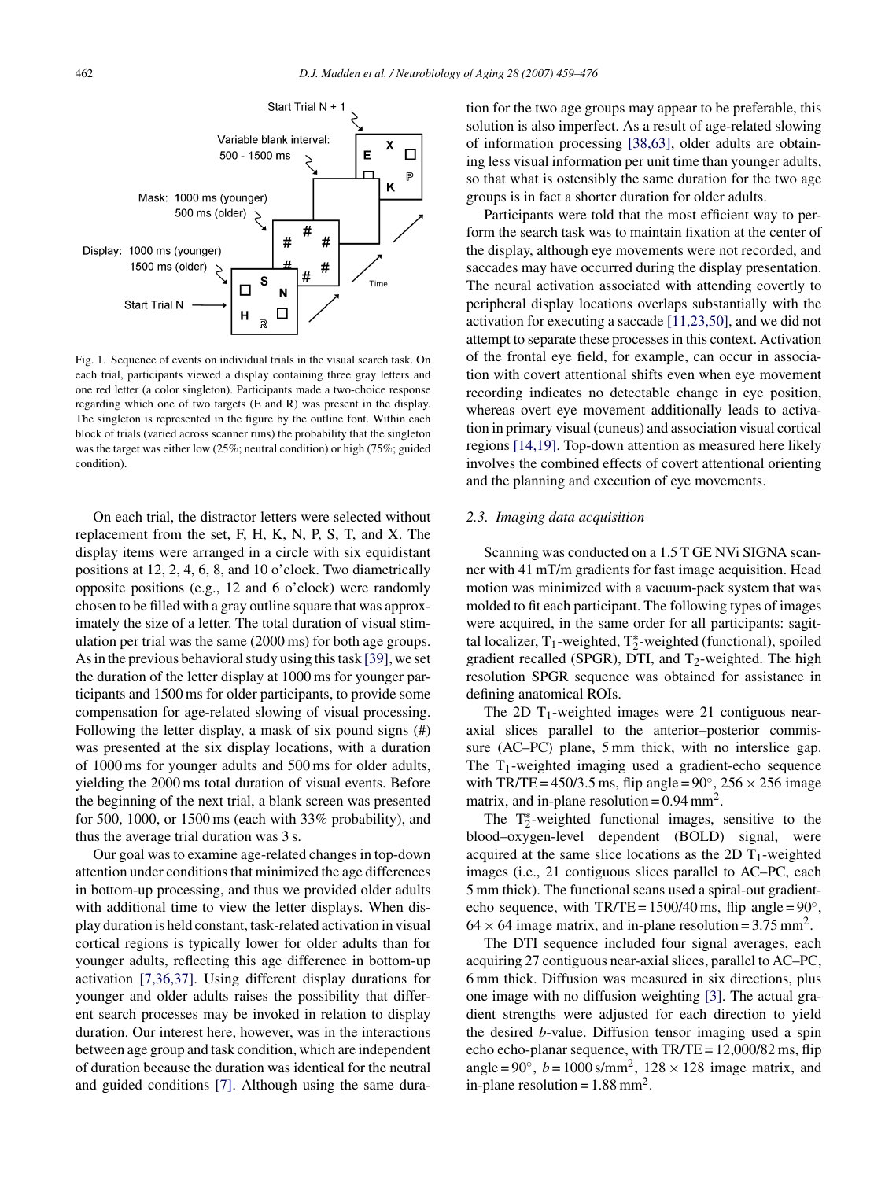Fig. 1. Sequence of events on individual trials in the visual search task. On each trial, participants viewed a display containing three gray letters and one red letter (a color singleton). Participants made a two-choice response regarding which one of two targets (E and R) was present in the display. The singleton is represented in the figure by the outline font. Within each block of trials (varied across scanner runs) the probability that the singleton was the target was either low (25%; neutral condition) or high (75%; guided condition).

On each trial, the distractor letters were selected without replacement from the set, F, H, K, N, P, S, T, and X. The display items were arranged in a circle with six equidistant positions at 12, 2, 4, 6, 8, and 10 o'clock. Two diametrically opposite positions (e.g., 12 and 6 o'clock) were randomly chosen to be filled with a gray outline square that was approximately the size of a letter. The total duration of visual stimulation per trial was the same (2000 ms) for both age groups. As in the previous behavioral study using this task [39], we set the duration of the letter display at 1000 ms for younger participants and 1500 ms for older participants, to provide some compensation for age-related slowing of visual processing. Following the letter display, a mask of six pound signs (#) was presented at the six display locations, with a duration of 1000 ms for younger adults and 500 ms for older adults, yielding the 2000 ms total duration of visual events. Before the beginning of the next trial, a blank screen was presented for 500, 1000, or 1500 ms (each with 33% probability), and thus the average trial duration was 3 s.

Our goal was to examine age-related changes in top-down attention under conditions that minimized the age differences in bottom-up processing, and thus we provided older adults with additional time to view the letter displays. When display duration is held constant, task-related activation in visual cortical regions is typically lower for older adults than for younger adults, reflecting this age difference in bottom-up activation [7,36,37]. Using different display durations for younger and older adults raises the possibility that different search processes may be invoked in relation to display duration. Our interest here, however, was in the interactions between age group and task condition, which are independent of duration because the duration was identical for the neutral and guided conditions [7]. Although using the same duration for the two age groups may appear to be preferable, this solution is also imperfect. As a result of age-related slowing of information processing [38,63], older adults are obtaining less visual information per unit time than younger adults, so that what is ostensibly the same duration for the two age groups is in fact a shorter duration for older adults.

Participants were told that the most efficient way to perform the search task was to maintain fixation at the center of the display, although eye movements were not recorded, and saccades may have occurred during the display presentation. The neural activation associated with attending covertly to peripheral display locations overlaps substantially with the activation for executing a saccade [11,23,50], and we did not attempt to separate these processes in this context. Activation of the frontal eye field, for example, can occur in association with covert attentional shifts even when eye movement recording indicates no detectable change in eye position, whereas overt eye movement additionally leads to activation in primary visual (cuneus) and association visual cortical regions [14,19]. Top-down attention as measured here likely involves the combined effects of covert attentional orienting and the planning and execution of eye movements.

### 2.3. Imaging data acquisition

Scanning was conducted on a 1.5 T GE NVi SIGNA scanner with 41 mT/m gradients for fast image acquisition. Head motion was minimized with a vacuum-pack system that was molded to fit each participant. The following types of images were acquired, in the same order for all participants: sagittal localizer, $T_1$-weighted, $T_2^*$-weighted (functional), spoiled gradient recalled (SPGR), DTI, and $T_2$-weighted. The high resolution SPGR sequence was obtained for assistance in defining anatomical ROIs.

The 2D $T_1$-weighted images were 21 contiguous near-axial slices parallel to the anterior–posterior commissure (AC–PC) plane, 5 mm thick, with no interslice gap. The $T_1$-weighted imaging used a gradient-echo sequence with TR/TE = 450/3.5 ms, flip angle = 90°, 256 × 256 image matrix, and in-plane resolution = 0.94 mm$^2$.

The $T_2^*$-weighted functional images, sensitive to the blood–oxygen-level dependent (BOLD) signal, were acquired at the same slice locations as the 2D $T_1$-weighted images (i.e., 21 contiguous slices parallel to AC–PC, each 5 mm thick). The functional scans used a spiral-out gradient-echo sequence, with TR/TE = 1500/40 ms, flip angle = 90°, 64 × 64 image matrix, and in-plane resolution = 3.75 mm$^2$.

The DTI sequence included four signal averages, each acquiring 27 contiguous near-axial slices, parallel to AC–PC, 6 mm thick. Diffusion was measured in six directions, plus one image with no diffusion weighting [3]. The actual gradient strengths were adjusted for each direction to yield the desired $b$-value. Diffusion tensor imaging used a spin echo echo-planar sequence, with TR/TE = 12,000/82 ms, flip angle = 90°, $b$ = 1000 s/mm$^2$, 128 × 128 image matrix, and in-plane resolution = 1.88 mm$^2$.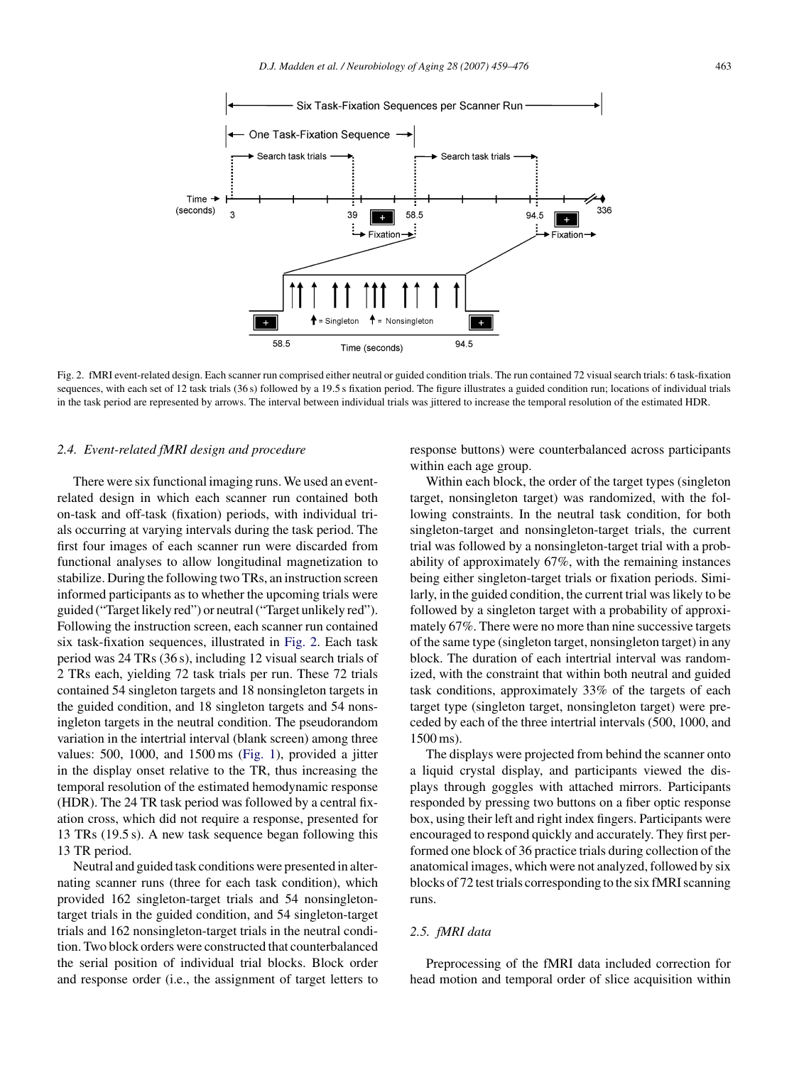Fig. 2. fMRI event-related design. Each scanner run comprised either neutral or guided condition trials. The run contained 72 visual search trials: 6 task-fixation sequences, with each set of 12 task trials (36 s) followed by a 19.5 s fixation period. The figure illustrates a guided condition run; locations of individual trials in the task period are represented by arrows. The interval between individual trials was jittered to increase the temporal resolution of the estimated HDR.

### 2.4. Event-related fMRI design and procedure

There were six functional imaging runs. We used an event-related design in which each scanner run contained both on-task and off-task (fixation) periods, with individual trials occurring at varying intervals during the task period. The first four images of each scanner run were discarded from functional analyses to allow longitudinal magnetization to stabilize. During the following two TRs, an instruction screen informed participants as to whether the upcoming trials were guided ("Target likely red") or neutral ("Target unlikely red"). Following the instruction screen, each scanner run contained six task-fixation sequences, illustrated in Fig. 2. Each task period was 24 TRs (36 s), including 12 visual search trials of 2 TRs each, yielding 72 task trials per run. These 72 trials contained 54 singleton targets and 18 nonsingleton targets in the guided condition, and 18 singleton targets and 54 nonsingleton targets in the neutral condition. The pseudorandom variation in the intertrial interval (blank screen) among three values: 500, 1000, and 1500 ms (Fig. 1), provided a jitter in the display onset relative to the TR, thus increasing the temporal resolution of the estimated hemodynamic response (HDR). The 24 TR task period was followed by a central fixation cross, which did not require a response, presented for 13 TRs (19.5 s). A new task sequence began following this 13 TR period.

Neutral and guided task conditions were presented in alternating scanner runs (three for each task condition), which provided 162 singleton-target trials and 54 nonsingleton-target trials in the guided condition, and 54 singleton-target trials and 162 nonsingleton-target trials in the neutral condition. Two block orders were constructed that counterbalanced the serial position of individual trial blocks. Block order and response order (i.e., the assignment of target letters to response buttons) were counterbalanced across participants within each age group.

Within each block, the order of the target types (singleton target, nonsingleton target) was randomized, with the following constraints. In the neutral task condition, for both singleton-target and nonsingleton-target trials, the current trial was followed by a nonsingleton-target trial with a probability of approximately 67%, with the remaining instances being either singleton-target trials or fixation periods. Similarly, in the guided condition, the current trial was likely to be followed by a singleton target with a probability of approximately 67%. There were no more than nine successive targets of the same type (singleton target, nonsingleton target) in any block. The duration of each intertrial interval was randomized, with the constraint that within both neutral and guided task conditions, approximately 33% of the targets of each target type (singleton target, nonsingleton target) were preceded by each of the three intertrial intervals (500, 1000, and 1500 ms).

The displays were projected from behind the scanner onto a liquid crystal display, and participants viewed the displays through goggles with attached mirrors. Participants responded by pressing two buttons on a fiber optic response box, using their left and right index fingers. Participants were encouraged to respond quickly and accurately. They first performed one block of 36 practice trials during collection of the anatomical images, which were not analyzed, followed by six blocks of 72 test trials corresponding to the six fMRI scanning runs.

### 2.5. fMRI data

Preprocessing of the fMRI data included correction for head motion and temporal order of slice acquisition within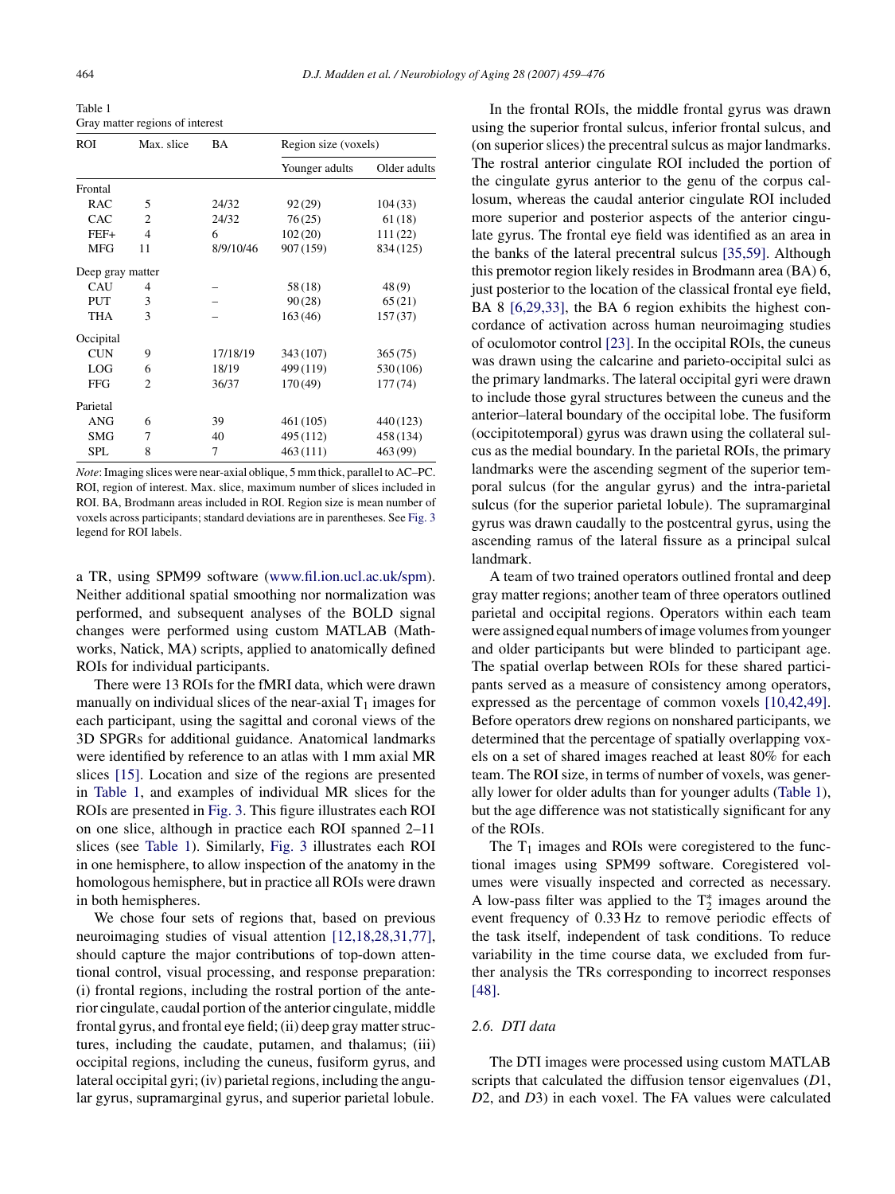Table 1
Gray matter regions of interest

| ROI | Max. slice | BA | Region size (voxels) | |
|---|---|---|---|---|
| | | | Younger adults | Older adults |
| Frontal | | | | |
| RAC | 5 | 24/32 | 92 (29) | 104 (33) |
| CAC | 2 | 24/32 | 76 (25) | 61 (18) |
| FEF+ | 4 | 6 | 102 (20) | 111 (22) |
| MFG | 11 | 8/9/10/46 | 907 (159) | 834 (125) |
| Deep gray matter | | | | |
| CAU | 4 | – | 58 (18) | 48 (9) |
| PUT | 3 | – | 90 (28) | 65 (21) |
| THA | 3 | – | 163 (46) | 157 (37) |
| Occipital | | | | |
| CUN | 9 | 17/18/19 | 343 (107) | 365 (75) |
| LOG | 6 | 18/19 | 499 (119) | 530 (106) |
| FFG | 2 | 36/37 | 170 (49) | 177 (74) |
| Parietal | | | | |
| ANG | 6 | 39 | 461 (105) | 440 (123) |
| SMG | 7 | 40 | 495 (112) | 458 (134) |
| SPL | 8 | 7 | 463 (111) | 463 (99) |

*Note*: Imaging slices were near-axial oblique, 5 mm thick, parallel to AC–PC. ROI, region of interest. Max. slice, maximum number of slices included in ROI. BA, Brodmann areas included in ROI. Region size is mean number of voxels across participants; standard deviations are in parentheses. See Fig. 3 legend for ROI labels.

a TR, using SPM99 software (www.fil.ion.ucl.ac.uk/spm). Neither additional spatial smoothing nor normalization was performed, and subsequent analyses of the BOLD signal changes were performed using custom MATLAB (Mathworks, Natick, MA) scripts, applied to anatomically defined ROIs for individual participants.

There were 13 ROIs for the fMRI data, which were drawn manually on individual slices of the near-axial $T_1$ images for each participant, using the sagittal and coronal views of the 3D SPGRs for additional guidance. Anatomical landmarks were identified by reference to an atlas with 1 mm axial MR slices [15]. Location and size of the regions are presented in Table 1, and examples of individual MR slices for the ROIs are presented in Fig. 3. This figure illustrates each ROI on one slice, although in practice each ROI spanned 2–11 slices (see Table 1). Similarly, Fig. 3 illustrates each ROI in one hemisphere, to allow inspection of the anatomy in the homologous hemisphere, but in practice all ROIs were drawn in both hemispheres.

We chose four sets of regions that, based on previous neuroimaging studies of visual attention [12,18,28,31,77], should capture the major contributions of top-down attentional control, visual processing, and response preparation: (i) frontal regions, including the rostral portion of the anterior cingulate, caudal portion of the anterior cingulate, middle frontal gyrus, and frontal eye field; (ii) deep gray matter structures, including the caudate, putamen, and thalamus; (iii) occipital regions, including the cuneus, fusiform gyrus, and lateral occipital gyri; (iv) parietal regions, including the angular gyrus, supramarginal gyrus, and superior parietal lobule.

In the frontal ROIs, the middle frontal gyrus was drawn using the superior frontal sulcus, inferior frontal sulcus, and (on superior slices) the precentral sulcus as major landmarks. The rostral anterior cingulate ROI included the portion of the cingulate gyrus anterior to the genu of the corpus callosum, whereas the caudal anterior cingulate ROI included more superior and posterior aspects of the anterior cingulate gyrus. The frontal eye field was identified as an area in the banks of the lateral precentral sulcus [35,59]. Although this premotor region likely resides in Brodmann area (BA) 6, just posterior to the location of the classical frontal eye field, BA 8 [6,29,33], the BA 6 region exhibits the highest concordance of activation across human neuroimaging studies of oculomotor control [23]. In the occipital ROIs, the cuneus was drawn using the calcarine and parieto-occipital sulci as the primary landmarks. The lateral occipital gyri were drawn to include those gyral structures between the cuneus and the anterior–lateral boundary of the occipital lobe. The fusiform (occipitotemporal) gyrus was drawn using the collateral sulcus as the medial boundary. In the parietal ROIs, the primary landmarks were the ascending segment of the superior temporal sulcus (for the angular gyrus) and the intra-parietal sulcus (for the superior parietal lobule). The supramarginal gyrus was drawn caudally to the postcentral gyrus, using the ascending ramus of the lateral fissure as a principal sulcal landmark.

A team of two trained operators outlined frontal and deep gray matter regions; another team of three operators outlined parietal and occipital regions. Operators within each team were assigned equal numbers of image volumes from younger and older participants but were blinded to participant age. The spatial overlap between ROIs for these shared participants served as a measure of consistency among operators, expressed as the percentage of common voxels [10,42,49]. Before operators drew regions on nonshared participants, we determined that the percentage of spatially overlapping voxels on a set of shared images reached at least 80% for each team. The ROI size, in terms of number of voxels, was generally lower for older adults than for younger adults (Table 1), but the age difference was not statistically significant for any of the ROIs.

The $T_1$ images and ROIs were coregistered to the functional images using SPM99 software. Coregistered volumes were visually inspected and corrected as necessary. A low-pass filter was applied to the $T_2^*$ images around the event frequency of 0.33 Hz to remove periodic effects of the task itself, independent of task conditions. To reduce variability in the time course data, we excluded from further analysis the TRs corresponding to incorrect responses [48].

### 2.6. DTI data

The DTI images were processed using custom MATLAB scripts that calculated the diffusion tensor eigenvalues ($D1$, $D2$, and $D3$) in each voxel. The FA values were calculated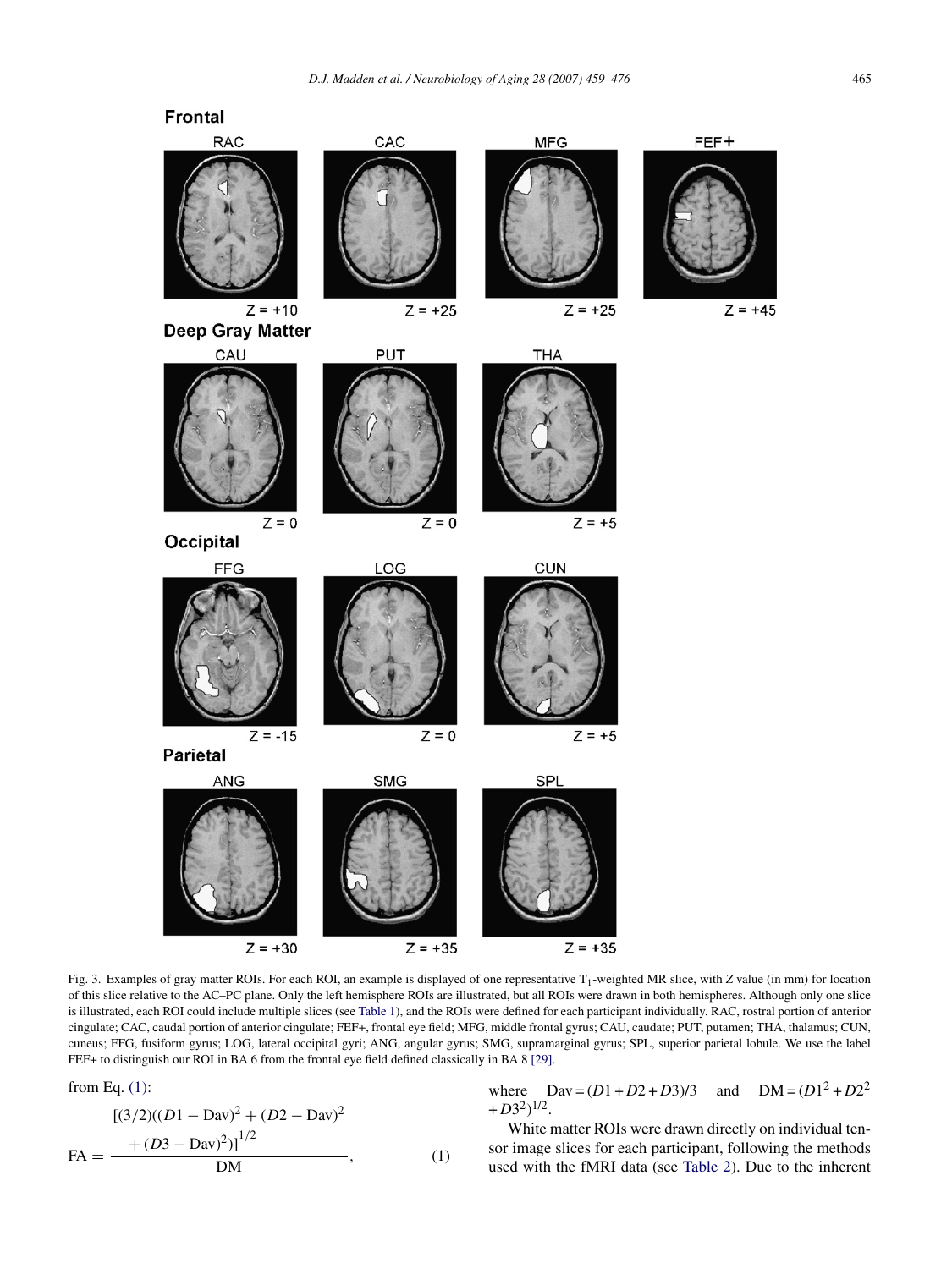Fig. 3. Examples of gray matter ROIs. For each ROI, an example is displayed of one representative $T_1$-weighted MR slice, with $Z$ value (in mm) for location of this slice relative to the AC–PC plane. Only the left hemisphere ROIs are illustrated, but all ROIs were drawn in both hemispheres. Although only one slice is illustrated, each ROI could include multiple slices (see Table 1), and the ROIs were defined for each participant individually. RAC, rostral portion of anterior cingulate; CAC, caudal portion of anterior cingulate; FEF+, frontal eye field; MFG, middle frontal gyrus; CAU, caudate; PUT, putamen; THA, thalamus; CUN, cuneus; FFG, fusiform gyrus; LOG, lateral occipital gyri; ANG, angular gyrus; SMG, supramarginal gyrus; SPL, superior parietal lobule. We use the label FEF+ to distinguish our ROI in BA 6 from the frontal eye field defined classically in BA 8 [29].

from Eq. (1):

$$\mathrm{FA} = \frac{[(3/2)((D1-\mathrm{Dav})^2 + (D2-\mathrm{Dav})^2 + (D3-\mathrm{Dav})^2)]^{1/2}}{\mathrm{DM}}, \qquad (1)$$

where $\mathrm{Dav} = (D1 + D2 + D3)/3$ and $\mathrm{DM} = (D1^2 + D2^2 + D3^2)^{1/2}$.

White matter ROIs were drawn directly on individual tensor image slices for each participant, following the methods used with the fMRI data (see Table 2). Due to the inherent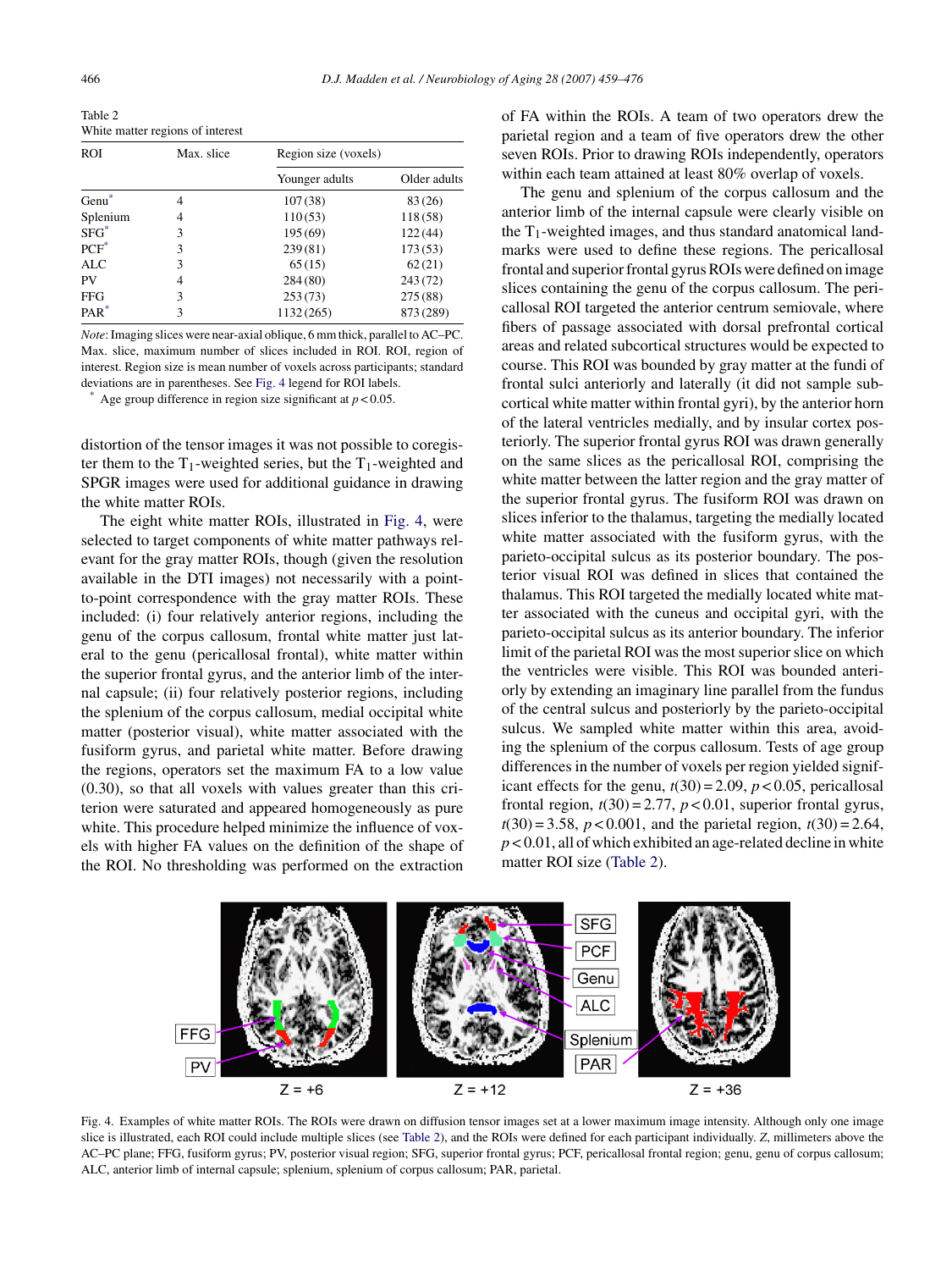Table 2
White matter regions of interest

| ROI | Max. slice | Region size (voxels) | |
|---|---|---|---|
| | | Younger adults | Older adults |
| Genu* | 4 | 107 (38) | 83 (26) |
| Splenium | 4 | 110 (53) | 118 (58) |
| SFG* | 3 | 195 (69) | 122 (44) |
| PCF* | 3 | 239 (81) | 173 (53) |
| ALC | 3 | 65 (15) | 62 (21) |
| PV | 4 | 284 (80) | 243 (72) |
| FFG | 3 | 253 (73) | 275 (88) |
| PAR* | 3 | 1132 (265) | 873 (289) |

*Note*: Imaging slices were near-axial oblique, 6 mm thick, parallel to AC–PC. Max. slice, maximum number of slices included in ROI. ROI, region of interest. Region size is mean number of voxels across participants; standard deviations are in parentheses. See Fig. 4 legend for ROI labels.

\* Age group difference in region size significant at $p < 0.05$.

distortion of the tensor images it was not possible to coregister them to the $T_1$-weighted series, but the $T_1$-weighted and SPGR images were used for additional guidance in drawing the white matter ROIs.

The eight white matter ROIs, illustrated in Fig. 4, were selected to target components of white matter pathways relevant for the gray matter ROIs, though (given the resolution available in the DTI images) not necessarily with a point-to-point correspondence with the gray matter ROIs. These included: (i) four relatively anterior regions, including the genu of the corpus callosum, frontal white matter just lateral to the genu (pericallosal frontal), white matter within the superior frontal gyrus, and the anterior limb of the internal capsule; (ii) four relatively posterior regions, including the splenium of the corpus callosum, medial occipital white matter (posterior visual), white matter associated with the fusiform gyrus, and parietal white matter. Before drawing the regions, operators set the maximum FA to a low value (0.30), so that all voxels with values greater than this criterion were saturated and appeared homogeneously as pure white. This procedure helped minimize the influence of voxels with higher FA values on the definition of the shape of the ROI. No thresholding was performed on the extraction of FA within the ROIs. A team of two operators drew the parietal region and a team of five operators drew the other seven ROIs. Prior to drawing ROIs independently, operators within each team attained at least 80% overlap of voxels.

The genu and splenium of the corpus callosum and the anterior limb of the internal capsule were clearly visible on the $T_1$-weighted images, and thus standard anatomical landmarks were used to define these regions. The pericallosal frontal and superior frontal gyrus ROIs were defined on image slices containing the genu of the corpus callosum. The pericallosal ROI targeted the anterior centrum semiovale, where fibers of passage associated with dorsal prefrontal cortical areas and related subcortical structures would be expected to course. This ROI was bounded by gray matter at the fundi of frontal sulci anteriorly and laterally (it did not sample subcortical white matter within frontal gyri), by the anterior horn of the lateral ventricles medially, and by insular cortex posteriorly. The superior frontal gyrus ROI was drawn generally on the same slices as the pericallosal ROI, comprising the white matter between the latter region and the gray matter of the superior frontal gyrus. The fusiform ROI was drawn on slices inferior to the thalamus, targeting the medially located white matter associated with the fusiform gyrus, with the parieto-occipital sulcus as its posterior boundary. The posterior visual ROI was defined in slices that contained the thalamus. This ROI targeted the medially located white matter associated with the cuneus and occipital gyri, with the parieto-occipital sulcus as its anterior boundary. The inferior limit of the parietal ROI was the most superior slice on which the ventricles were visible. This ROI was bounded anteriorly by extending an imaginary line parallel from the fundus of the central sulcus and posteriorly by the parieto-occipital sulcus. We sampled white matter within this area, avoiding the splenium of the corpus callosum. Tests of age group differences in the number of voxels per region yielded significant effects for the genu, $t(30) = 2.09$, $p < 0.05$, pericallosal frontal region, $t(30) = 2.77$, $p < 0.01$, superior frontal gyrus, $t(30) = 3.58$, $p < 0.001$, and the parietal region, $t(30) = 2.64$, $p < 0.01$, all of which exhibited an age-related decline in white matter ROI size (Table 2).

FFG
PV
Z = +6
SFG
PCF
Genu
ALC
Splenium
PAR
Z = +12
Z = +36

Fig. 4. Examples of white matter ROIs. The ROIs were drawn on diffusion tensor images set at a lower maximum image intensity. Although only one image slice is illustrated, each ROI could include multiple slices (see Table 2), and the ROIs were defined for each participant individually. *Z*, millimeters above the AC–PC plane; FFG, fusiform gyrus; PV, posterior visual region; SFG, superior frontal gyrus; PCF, pericallosal frontal region; genu, genu of corpus callosum; ALC, anterior limb of internal capsule; splenium, splenium of corpus callosum; PAR, parietal.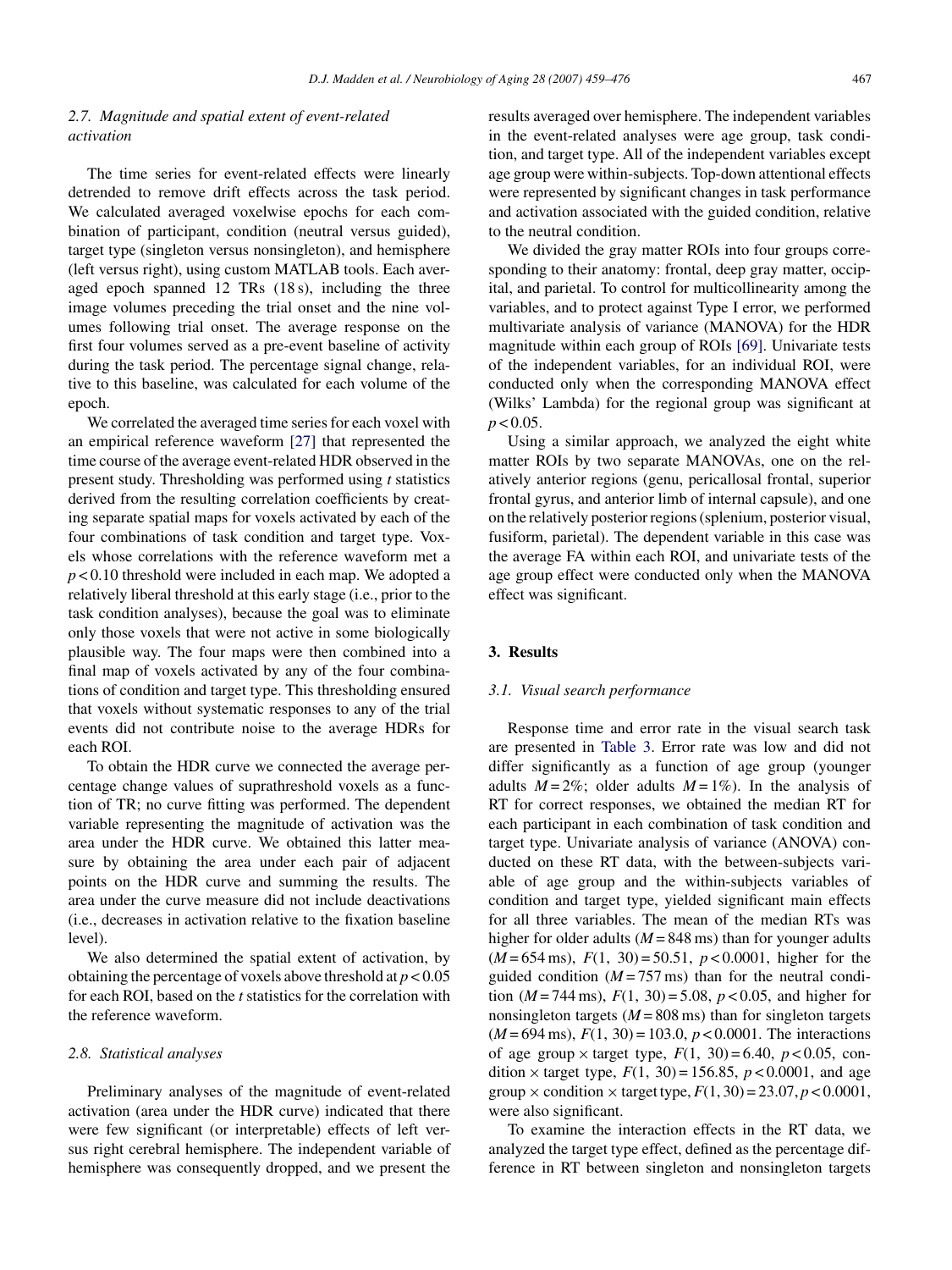### 2.7. Magnitude and spatial extent of event-related activation

The time series for event-related effects were linearly detrended to remove drift effects across the task period. We calculated averaged voxelwise epochs for each combination of participant, condition (neutral versus guided), target type (singleton versus nonsingleton), and hemisphere (left versus right), using custom MATLAB tools. Each averaged epoch spanned 12 TRs (18 s), including the three image volumes preceding the trial onset and the nine volumes following trial onset. The average response on the first four volumes served as a pre-event baseline of activity during the task period. The percentage signal change, relative to this baseline, was calculated for each volume of the epoch.

We correlated the averaged time series for each voxel with an empirical reference waveform [27] that represented the time course of the average event-related HDR observed in the present study. Thresholding was performed using *t* statistics derived from the resulting correlation coefficients by creating separate spatial maps for voxels activated by each of the four combinations of task condition and target type. Voxels whose correlations with the reference waveform met a $p < 0.10$ threshold were included in each map. We adopted a relatively liberal threshold at this early stage (i.e., prior to the task condition analyses), because the goal was to eliminate only those voxels that were not active in some biologically plausible way. The four maps were then combined into a final map of voxels activated by any of the four combinations of condition and target type. This thresholding ensured that voxels without systematic responses to any of the trial events did not contribute noise to the average HDRs for each ROI.

To obtain the HDR curve we connected the average percentage change values of suprathreshold voxels as a function of TR; no curve fitting was performed. The dependent variable representing the magnitude of activation was the area under the HDR curve. We obtained this latter measure by obtaining the area under each pair of adjacent points on the HDR curve and summing the results. The area under the curve measure did not include deactivations (i.e., decreases in activation relative to the fixation baseline level).

We also determined the spatial extent of activation, by obtaining the percentage of voxels above threshold at $p < 0.05$ for each ROI, based on the *t* statistics for the correlation with the reference waveform.

### 2.8. Statistical analyses

Preliminary analyses of the magnitude of event-related activation (area under the HDR curve) indicated that there were few significant (or interpretable) effects of left versus right cerebral hemisphere. The independent variable of hemisphere was consequently dropped, and we present the results averaged over hemisphere. The independent variables in the event-related analyses were age group, task condition, and target type. All of the independent variables except age group were within-subjects. Top-down attentional effects were represented by significant changes in task performance and activation associated with the guided condition, relative to the neutral condition.

We divided the gray matter ROIs into four groups corresponding to their anatomy: frontal, deep gray matter, occipital, and parietal. To control for multicollinearity among the variables, and to protect against Type I error, we performed multivariate analysis of variance (MANOVA) for the HDR magnitude within each group of ROIs [69]. Univariate tests of the independent variables, for an individual ROI, were conducted only when the corresponding MANOVA effect (Wilks' Lambda) for the regional group was significant at $p < 0.05$.

Using a similar approach, we analyzed the eight white matter ROIs by two separate MANOVAs, one on the relatively anterior regions (genu, pericallosal frontal, superior frontal gyrus, and anterior limb of internal capsule), and one on the relatively posterior regions (splenium, posterior visual, fusiform, parietal). The dependent variable in this case was the average FA within each ROI, and univariate tests of the age group effect were conducted only when the MANOVA effect was significant.

## 3. Results

### 3.1. Visual search performance

Response time and error rate in the visual search task are presented in Table 3. Error rate was low and did not differ significantly as a function of age group (younger adults $M = 2\%$; older adults $M = 1\%$). In the analysis of RT for correct responses, we obtained the median RT for each participant in each combination of task condition and target type. Univariate analysis of variance (ANOVA) conducted on these RT data, with the between-subjects variable of age group and the within-subjects variables of condition and target type, yielded significant main effects for all three variables. The mean of the median RTs was higher for older adults ($M = 848$ ms) than for younger adults ($M = 654$ ms), $F(1, 30) = 50.51$, $p < 0.0001$, higher for the guided condition ($M = 757$ ms) than for the neutral condition ($M = 744$ ms), $F(1, 30) = 5.08$, $p < 0.05$, and higher for nonsingleton targets ($M = 808$ ms) than for singleton targets ($M = 694$ ms), $F(1, 30) = 103.0$, $p < 0.0001$. The interactions of age group × target type, $F(1, 30) = 6.40$, $p < 0.05$, condition × target type, $F(1, 30) = 156.85$, $p < 0.0001$, and age group × condition × target type, $F(1, 30) = 23.07$, $p < 0.0001$, were also significant.

To examine the interaction effects in the RT data, we analyzed the target type effect, defined as the percentage difference in RT between singleton and nonsingleton targets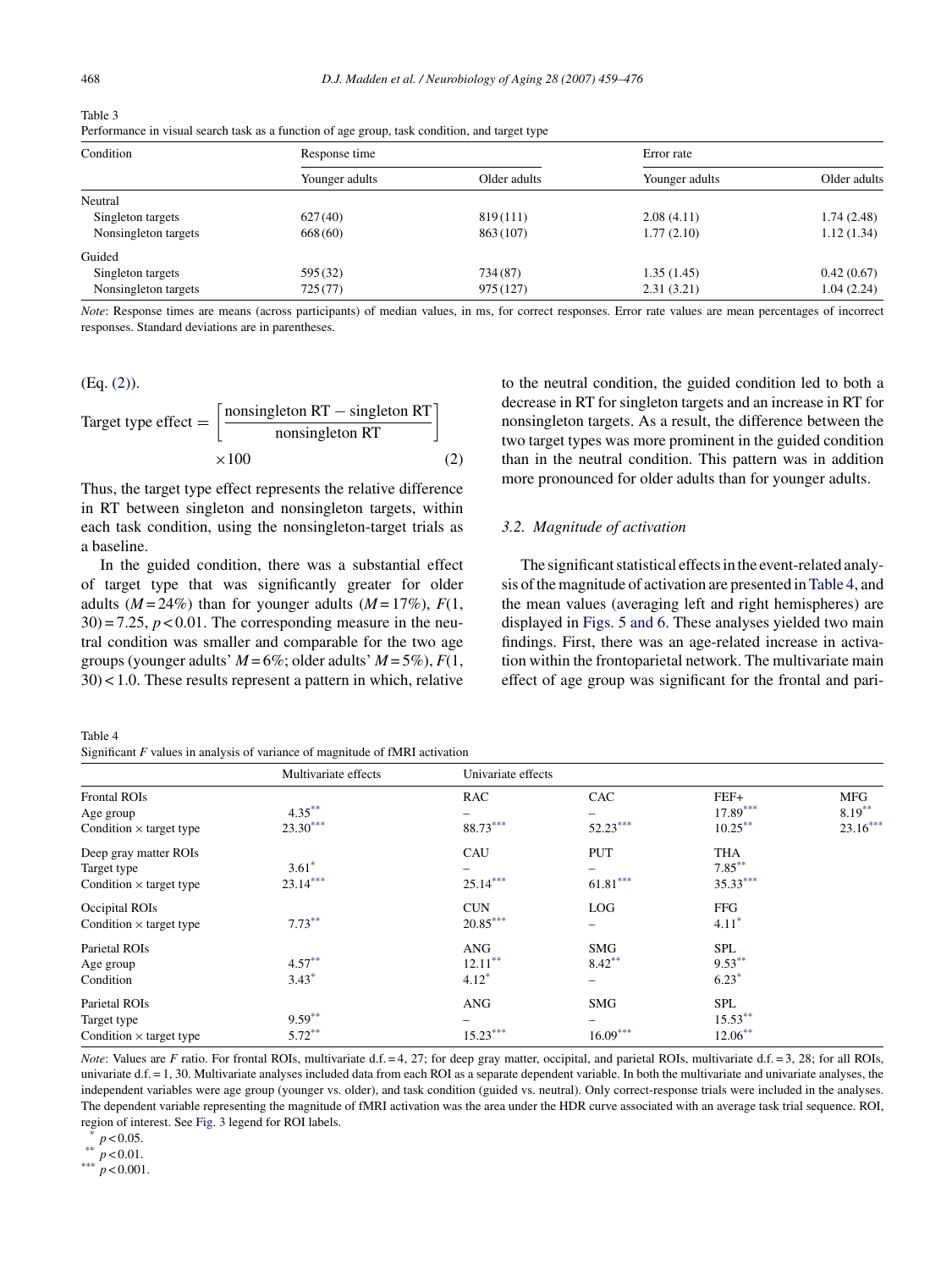Table 3
Performance in visual search task as a function of age group, task condition, and target type

| Condition | Response time | | Error rate | |
|---|---|---|---|---|
| | Younger adults | Older adults | Younger adults | Older adults |
| Neutral | | | | |
| Singleton targets | 627 (40) | 819 (111) | 2.08 (4.11) | 1.74 (2.48) |
| Nonsingleton targets | 668 (60) | 863 (107) | 1.77 (2.10) | 1.12 (1.34) |
| Guided | | | | |
| Singleton targets | 595 (32) | 734 (87) | 1.35 (1.45) | 0.42 (0.67) |
| Nonsingleton targets | 725 (77) | 975 (127) | 2.31 (3.21) | 1.04 (2.24) |

*Note*: Response times are means (across participants) of median values, in ms, for correct responses. Error rate values are mean percentages of incorrect responses. Standard deviations are in parentheses.

(Eq. (2)).

$$\text{Target type effect} = \left[\frac{\text{nonsingleton RT} - \text{singleton RT}}{\text{nonsingleton RT}}\right] \times 100 \qquad (2)$$

Thus, the target type effect represents the relative difference in RT between singleton and nonsingleton targets, within each task condition, using the nonsingleton-target trials as a baseline.

In the guided condition, there was a substantial effect of target type that was significantly greater for older adults ($M = 24\%$) than for younger adults ($M = 17\%$), $F(1, 30) = 7.25$, $p < 0.01$. The corresponding measure in the neutral condition was smaller and comparable for the two age groups (younger adults' $M = 6\%$; older adults' $M = 5\%$), $F(1, 30) < 1.0$. These results represent a pattern in which, relative to the neutral condition, the guided condition led to both a decrease in RT for singleton targets and an increase in RT for nonsingleton targets. As a result, the difference between the two target types was more prominent in the guided condition than in the neutral condition. This pattern was in addition more pronounced for older adults than for younger adults.

### 3.2. Magnitude of activation

The significant statistical effects in the event-related analysis of the magnitude of activation are presented in Table 4, and the mean values (averaging left and right hemispheres) are displayed in Figs. 5 and 6. These analyses yielded two main findings. First, there was an age-related increase in activation within the frontoparietal network. The multivariate main effect of age group was significant for the frontal and pari-

Table 4
Significant *F* values in analysis of variance of magnitude of fMRI activation

| | Multivariate effects | Univariate effects | | | |
|---|---|---|---|---|---|
| Frontal ROIs | | RAC | CAC | FEF+ | MFG |
| Age group | 4.35** | – | – | 17.89*** | 8.19** |
| Condition × target type | 23.30*** | 88.73*** | 52.23*** | 10.25** | 23.16*** |
| Deep gray matter ROIs | | CAU | PUT | THA | |
| Target type | 3.61* | – | – | 7.85** | |
| Condition × target type | 23.14*** | 25.14*** | 61.81*** | 35.33*** | |
| Occipital ROIs | | CUN | LOG | FFG | |
| Condition × target type | 7.73** | 20.85*** | – | 4.11* | |
| Parietal ROIs | | ANG | SMG | SPL | |
| Age group | 4.57** | 12.11** | 8.42** | 9.53** | |
| Condition | 3.43* | 4.12* | – | 6.23* | |
| Parietal ROIs | | ANG | SMG | SPL | |
| Target type | 9.59** | – | – | 15.53** | |
| Condition × target type | 5.72** | 15.23*** | 16.09*** | 12.06** | |

*Note*: Values are *F* ratio. For frontal ROIs, multivariate d.f. = 4, 27; for deep gray matter, occipital, and parietal ROIs, multivariate d.f. = 3, 28; for all ROIs, univariate d.f. = 1, 30. Multivariate analyses included data from each ROI as a separate dependent variable. In both the multivariate and univariate analyses, the independent variables were age group (younger vs. older), and task condition (guided vs. neutral). Only correct-response trials were included in the analyses. The dependent variable representing the magnitude of fMRI activation was the area under the HDR curve associated with an average task trial sequence. ROI, region of interest. See Fig. 3 legend for ROI labels.

\* $p < 0.05$.
\*\* $p < 0.01$.
\*\*\* $p < 0.001$.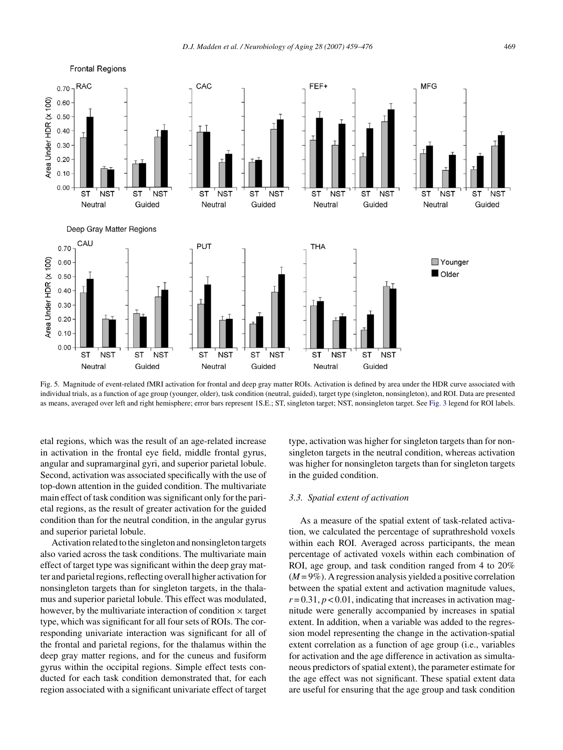Frontal Regions

RAC CAC FEF+ MFG

Area Under HDR (x 100)

0.00 0.10 0.20 0.30 0.40 0.50 0.60 0.70

ST NST ST NST

Neutral Guided

Deep Gray Matter Regions

CAU PUT THA

Younger
Older

Fig. 5. Magnitude of event-related fMRI activation for frontal and deep gray matter ROIs. Activation is defined by area under the HDR curve associated with individual trials, as a function of age group (younger, older), task condition (neutral, guided), target type (singleton, nonsingleton), and ROI. Data are presented as means, averaged over left and right hemisphere; error bars represent 1S.E.; ST, singleton target; NST, nonsingleton target. See Fig. 3 legend for ROI labels.

etal regions, which was the result of an age-related increase in activation in the frontal eye field, middle frontal gyrus, angular and supramarginal gyri, and superior parietal lobule. Second, activation was associated specifically with the use of top-down attention in the guided condition. The multivariate main effect of task condition was significant only for the parietal regions, as the result of greater activation for the guided condition than for the neutral condition, in the angular gyrus and superior parietal lobule.

Activation related to the singleton and nonsingleton targets also varied across the task conditions. The multivariate main effect of target type was significant within the deep gray matter and parietal regions, reflecting overall higher activation for nonsingleton targets than for singleton targets, in the thalamus and superior parietal lobule. This effect was modulated, however, by the multivariate interaction of condition × target type, which was significant for all four sets of ROIs. The corresponding univariate interaction was significant for all of the frontal and parietal regions, for the thalamus within the deep gray matter regions, and for the cuneus and fusiform gyrus within the occipital regions. Simple effect tests conducted for each task condition demonstrated that, for each region associated with a significant univariate effect of target type, activation was higher for singleton targets than for nonsingleton targets in the neutral condition, whereas activation was higher for nonsingleton targets than for singleton targets in the guided condition.

### 3.3. Spatial extent of activation

As a measure of the spatial extent of task-related activation, we calculated the percentage of suprathreshold voxels within each ROI. Averaged across participants, the mean percentage of activated voxels within each combination of ROI, age group, and task condition ranged from 4 to 20% ($M = 9\%$). A regression analysis yielded a positive correlation between the spatial extent and activation magnitude values, $r = 0.31$, $p < 0.01$, indicating that increases in activation magnitude were generally accompanied by increases in spatial extent. In addition, when a variable was added to the regression model representing the change in the activation-spatial extent correlation as a function of age group (i.e., variables for activation and the age difference in activation as simultaneous predictors of spatial extent), the parameter estimate for the age effect was not significant. These spatial extent data are useful for ensuring that the age group and task condition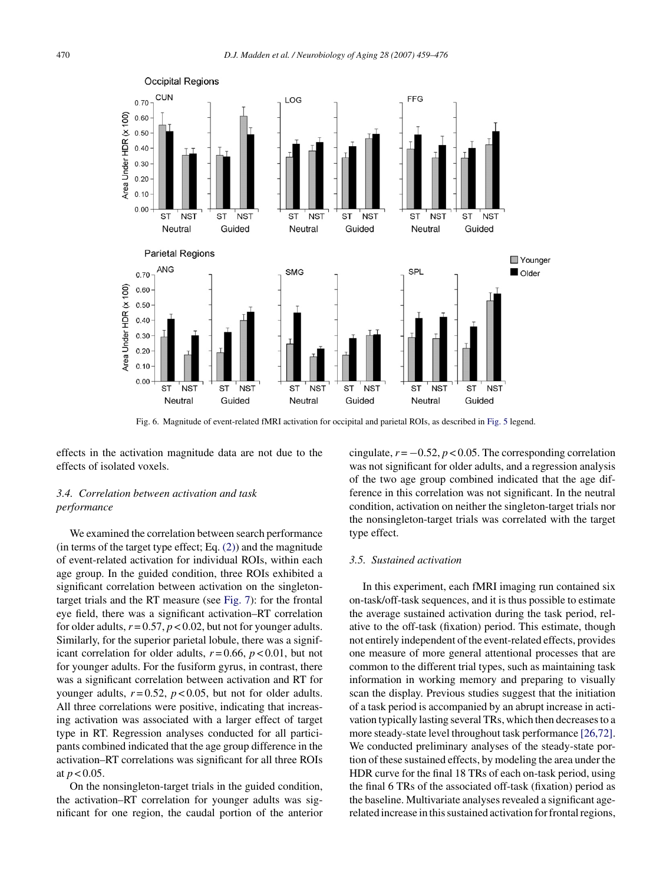Fig. 6. Magnitude of event-related fMRI activation for occipital and parietal ROIs, as described in Fig. 5 legend.

effects in the activation magnitude data are not due to the effects of isolated voxels.

### 3.4. Correlation between activation and task performance

We examined the correlation between search performance (in terms of the target type effect; Eq. (2)) and the magnitude of event-related activation for individual ROIs, within each age group. In the guided condition, three ROIs exhibited a significant correlation between activation on the singleton-target trials and the RT measure (see Fig. 7): for the frontal eye field, there was a significant activation–RT correlation for older adults, $r = 0.57$, $p < 0.02$, but not for younger adults. Similarly, for the superior parietal lobule, there was a significant correlation for older adults, $r = 0.66$, $p < 0.01$, but not for younger adults. For the fusiform gyrus, in contrast, there was a significant correlation between activation and RT for younger adults, $r = 0.52$, $p < 0.05$, but not for older adults. All three correlations were positive, indicating that increasing activation was associated with a larger effect of target type in RT. Regression analyses conducted for all participants combined indicated that the age group difference in the activation–RT correlations was significant for all three ROIs at $p < 0.05$.

On the nonsingleton-target trials in the guided condition, the activation–RT correlation for younger adults was significant for one region, the caudal portion of the anterior cingulate, $r = -0.52$, $p < 0.05$. The corresponding correlation was not significant for older adults, and a regression analysis of the two age group combined indicated that the age difference in this correlation was not significant. In the neutral condition, activation on neither the singleton-target trials nor the nonsingleton-target trials was correlated with the target type effect.

### 3.5. Sustained activation

In this experiment, each fMRI imaging run contained six on-task/off-task sequences, and it is thus possible to estimate the average sustained activation during the task period, relative to the off-task (fixation) period. This estimate, though not entirely independent of the event-related effects, provides one measure of more general attentional processes that are common to the different trial types, such as maintaining task information in working memory and preparing to visually scan the display. Previous studies suggest that the initiation of a task period is accompanied by an abrupt increase in activation typically lasting several TRs, which then decreases to a more steady-state level throughout task performance [26,72]. We conducted preliminary analyses of the steady-state portion of these sustained effects, by modeling the area under the HDR curve for the final 18 TRs of each on-task period, using the final 6 TRs of the associated off-task (fixation) period as the baseline. Multivariate analyses revealed a significant age-related increase in this sustained activation for frontal regions,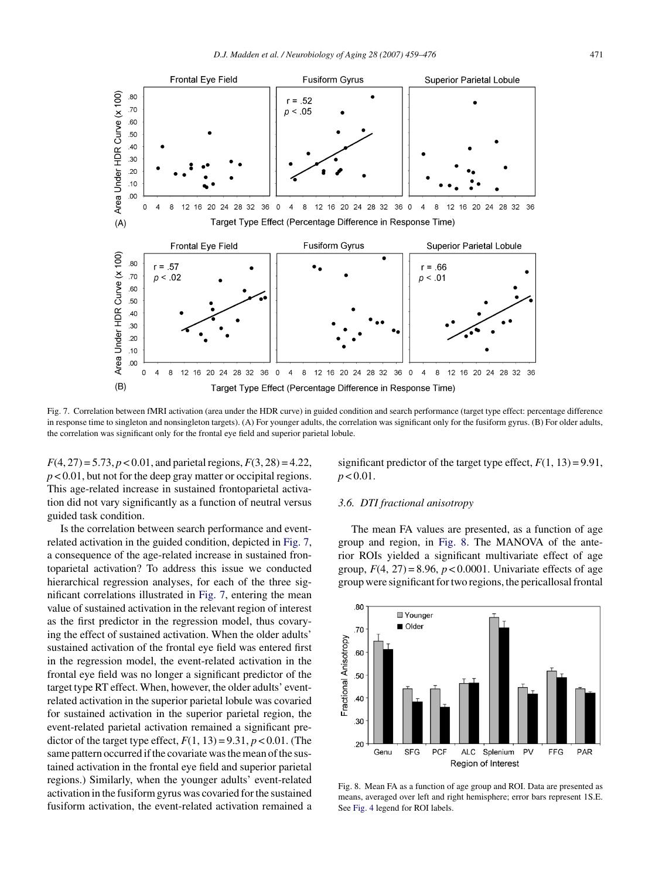Fig. 7. Correlation between fMRI activation (area under the HDR curve) in guided condition and search performance (target type effect: percentage difference in response time to singleton and nonsingleton targets). (A) For younger adults, the correlation was significant only for the fusiform gyrus. (B) For older adults, the correlation was significant only for the frontal eye field and superior parietal lobule.

$F(4, 27) = 5.73$, $p < 0.01$, and parietal regions, $F(3, 28) = 4.22$, $p < 0.01$, but not for the deep gray matter or occipital regions. This age-related increase in sustained frontoparietal activation did not vary significantly as a function of neutral versus guided task condition.

Is the correlation between search performance and event-related activation in the guided condition, depicted in Fig. 7, a consequence of the age-related increase in sustained frontoparietal activation? To address this issue we conducted hierarchical regression analyses, for each of the three significant correlations illustrated in Fig. 7, entering the mean value of sustained activation in the relevant region of interest as the first predictor in the regression model, thus covarying the effect of sustained activation. When the older adults' sustained activation of the frontal eye field was entered first in the regression model, the event-related activation in the frontal eye field was no longer a significant predictor of the target type RT effect. When, however, the older adults' event-related activation in the superior parietal lobule was covaried for sustained activation in the superior parietal region, the event-related parietal activation remained a significant predictor of the target type effect, $F(1, 13) = 9.31$, $p < 0.01$. (The same pattern occurred if the covariate was the mean of the sustained activation in the frontal eye field and superior parietal regions.) Similarly, when the younger adults' event-related activation in the fusiform gyrus was covaried for the sustained fusiform activation, the event-related activation remained a significant predictor of the target type effect, $F(1, 13) = 9.91$, $p < 0.01$.

### 3.6. DTI fractional anisotropy

The mean FA values are presented, as a function of age group and region, in Fig. 8. The MANOVA of the anterior ROIs yielded a significant multivariate effect of age group, $F(4, 27) = 8.96$, $p < 0.0001$. Univariate effects of age group were significant for two regions, the pericallosal frontal

Fig. 8. Mean FA as a function of age group and ROI. Data are presented as means, averaged over left and right hemisphere; error bars represent 1S.E. See Fig. 4 legend for ROI labels.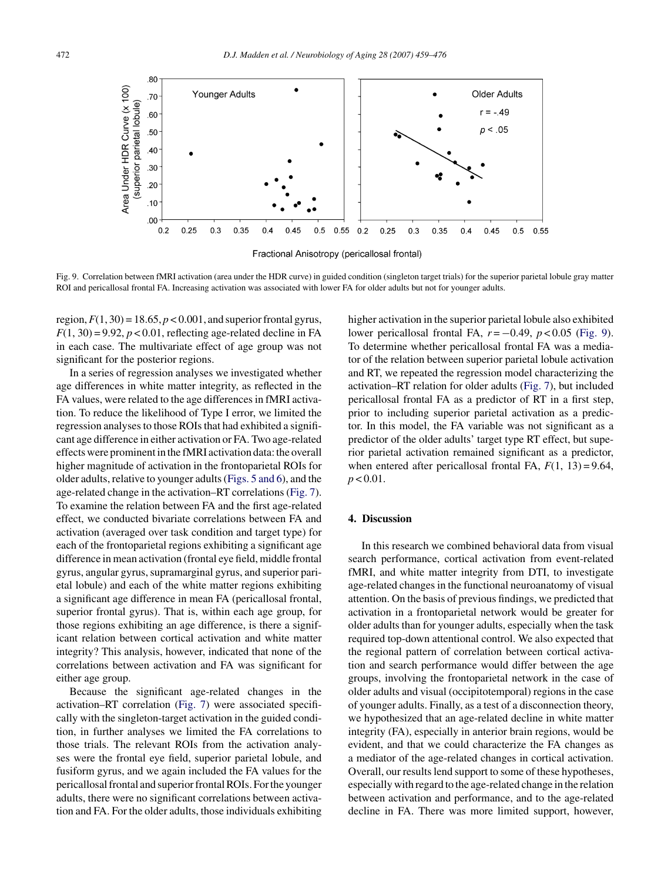Fig. 9. Correlation between fMRI activation (area under the HDR curve) in guided condition (singleton target trials) for the superior parietal lobule gray matter ROI and pericallosal frontal FA. Increasing activation was associated with lower FA for older adults but not for younger adults.

region, $F(1, 30) = 18.65, p < 0.001$, and superior frontal gyrus, $F(1, 30) = 9.92, p < 0.01$, reflecting age-related decline in FA in each case. The multivariate effect of age group was not significant for the posterior regions.

In a series of regression analyses we investigated whether age differences in white matter integrity, as reflected in the FA values, were related to the age differences in fMRI activation. To reduce the likelihood of Type I error, we limited the regression analyses to those ROIs that had exhibited a significant age difference in either activation or FA. Two age-related effects were prominent in the fMRI activation data: the overall higher magnitude of activation in the frontoparietal ROIs for older adults, relative to younger adults (Figs. 5 and 6), and the age-related change in the activation–RT correlations (Fig. 7). To examine the relation between FA and the first age-related effect, we conducted bivariate correlations between FA and activation (averaged over task condition and target type) for each of the frontoparietal regions exhibiting a significant age difference in mean activation (frontal eye field, middle frontal gyrus, angular gyrus, supramarginal gyrus, and superior parietal lobule) and each of the white matter regions exhibiting a significant age difference in mean FA (pericallosal frontal, superior frontal gyrus). That is, within each age group, for those regions exhibiting an age difference, is there a significant relation between cortical activation and white matter integrity? This analysis, however, indicated that none of the correlations between activation and FA was significant for either age group.

Because the significant age-related changes in the activation–RT correlation (Fig. 7) were associated specifically with the singleton-target activation in the guided condition, in further analyses we limited the FA correlations to those trials. The relevant ROIs from the activation analyses were the frontal eye field, superior parietal lobule, and fusiform gyrus, and we again included the FA values for the pericallosal frontal and superior frontal ROIs. For the younger adults, there were no significant correlations between activation and FA. For the older adults, those individuals exhibiting higher activation in the superior parietal lobule also exhibited lower pericallosal frontal FA, $r = -0.49$, $p < 0.05$ (Fig. 9). To determine whether pericallosal frontal FA was a mediator of the relation between superior parietal lobule activation and RT, we repeated the regression model characterizing the activation–RT relation for older adults (Fig. 7), but included pericallosal frontal FA as a predictor of RT in a first step, prior to including superior parietal activation as a predictor. In this model, the FA variable was not significant as a predictor of the older adults' target type RT effect, but superior parietal activation remained significant as a predictor, when entered after pericallosal frontal FA, $F(1, 13) = 9.64$, $p < 0.01$.

## 4. Discussion

In this research we combined behavioral data from visual search performance, cortical activation from event-related fMRI, and white matter integrity from DTI, to investigate age-related changes in the functional neuroanatomy of visual attention. On the basis of previous findings, we predicted that activation in a frontoparietal network would be greater for older adults than for younger adults, especially when the task required top-down attentional control. We also expected that the regional pattern of correlation between cortical activation and search performance would differ between the age groups, involving the frontoparietal network in the case of older adults and visual (occipitotemporal) regions in the case of younger adults. Finally, as a test of a disconnection theory, we hypothesized that an age-related decline in white matter integrity (FA), especially in anterior brain regions, would be evident, and that we could characterize the FA changes as a mediator of the age-related changes in cortical activation. Overall, our results lend support to some of these hypotheses, especially with regard to the age-related change in the relation between activation and performance, and to the age-related decline in FA. There was more limited support, however,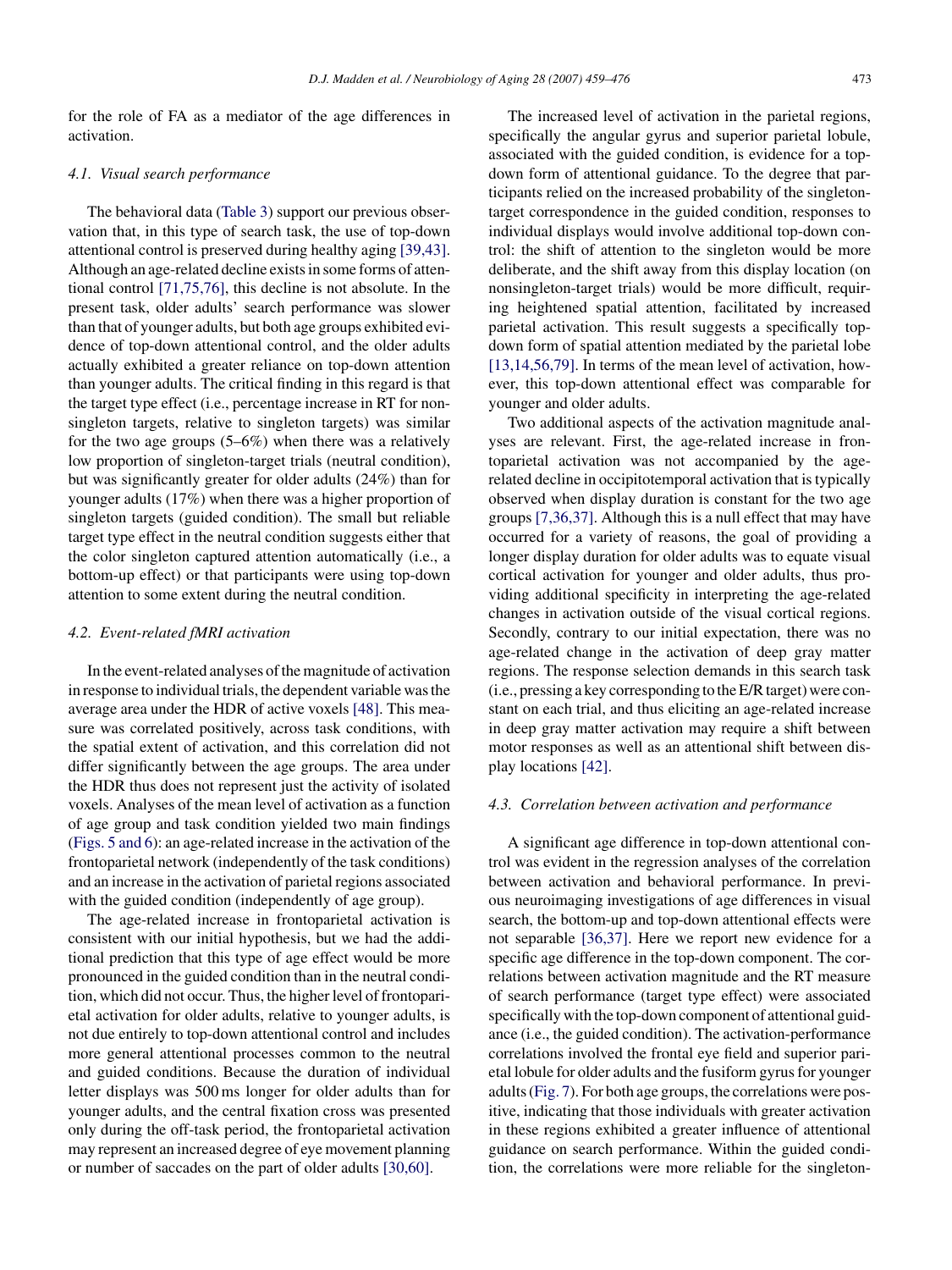for the role of FA as a mediator of the age differences in activation.

### 4.1. Visual search performance

The behavioral data (Table 3) support our previous observation that, in this type of search task, the use of top-down attentional control is preserved during healthy aging [39,43]. Although an age-related decline exists in some forms of attentional control [71,75,76], this decline is not absolute. In the present task, older adults' search performance was slower than that of younger adults, but both age groups exhibited evidence of top-down attentional control, and the older adults actually exhibited a greater reliance on top-down attention than younger adults. The critical finding in this regard is that the target type effect (i.e., percentage increase in RT for nonsingleton targets, relative to singleton targets) was similar for the two age groups (5–6%) when there was a relatively low proportion of singleton-target trials (neutral condition), but was significantly greater for older adults (24%) than for younger adults (17%) when there was a higher proportion of singleton targets (guided condition). The small but reliable target type effect in the neutral condition suggests either that the color singleton captured attention automatically (i.e., a bottom-up effect) or that participants were using top-down attention to some extent during the neutral condition.

### 4.2. Event-related fMRI activation

In the event-related analyses of the magnitude of activation in response to individual trials, the dependent variable was the average area under the HDR of active voxels [48]. This measure was correlated positively, across task conditions, with the spatial extent of activation, and this correlation did not differ significantly between the age groups. The area under the HDR thus does not represent just the activity of isolated voxels. Analyses of the mean level of activation as a function of age group and task condition yielded two main findings (Figs. 5 and 6): an age-related increase in the activation of the frontoparietal network (independently of the task conditions) and an increase in the activation of parietal regions associated with the guided condition (independently of age group).

The age-related increase in frontoparietal activation is consistent with our initial hypothesis, but we had the additional prediction that this type of age effect would be more pronounced in the guided condition than in the neutral condition, which did not occur. Thus, the higher level of frontoparietal activation for older adults, relative to younger adults, is not due entirely to top-down attentional control and includes more general attentional processes common to the neutral and guided conditions. Because the duration of individual letter displays was 500 ms longer for older adults than for younger adults, and the central fixation cross was presented only during the off-task period, the frontoparietal activation may represent an increased degree of eye movement planning or number of saccades on the part of older adults [30,60].

The increased level of activation in the parietal regions, specifically the angular gyrus and superior parietal lobule, associated with the guided condition, is evidence for a top-down form of attentional guidance. To the degree that participants relied on the increased probability of the singleton-target correspondence in the guided condition, responses to individual displays would involve additional top-down control: the shift of attention to the singleton would be more deliberate, and the shift away from this display location (on nonsingleton-target trials) would be more difficult, requiring heightened spatial attention, facilitated by increased parietal activation. This result suggests a specifically top-down form of spatial attention mediated by the parietal lobe [13,14,56,79]. In terms of the mean level of activation, however, this top-down attentional effect was comparable for younger and older adults.

Two additional aspects of the activation magnitude analyses are relevant. First, the age-related increase in frontoparietal activation was not accompanied by the age-related decline in occipitotemporal activation that is typically observed when display duration is constant for the two age groups [7,36,37]. Although this is a null effect that may have occurred for a variety of reasons, the goal of providing a longer display duration for older adults was to equate visual cortical activation for younger and older adults, thus providing additional specificity in interpreting the age-related changes in activation outside of the visual cortical regions. Secondly, contrary to our initial expectation, there was no age-related change in the activation of deep gray matter regions. The response selection demands in this search task (i.e., pressing a key corresponding to the E/R target) were constant on each trial, and thus eliciting an age-related increase in deep gray matter activation may require a shift between motor responses as well as an attentional shift between display locations [42].

### 4.3. Correlation between activation and performance

A significant age difference in top-down attentional control was evident in the regression analyses of the correlation between activation and behavioral performance. In previous neuroimaging investigations of age differences in visual search, the bottom-up and top-down attentional effects were not separable [36,37]. Here we report new evidence for a specific age difference in the top-down component. The correlations between activation magnitude and the RT measure of search performance (target type effect) were associated specifically with the top-down component of attentional guidance (i.e., the guided condition). The activation-performance correlations involved the frontal eye field and superior parietal lobule for older adults and the fusiform gyrus for younger adults (Fig. 7). For both age groups, the correlations were positive, indicating that those individuals with greater activation in these regions exhibited a greater influence of attentional guidance on search performance. Within the guided condition, the correlations were more reliable for the singleton-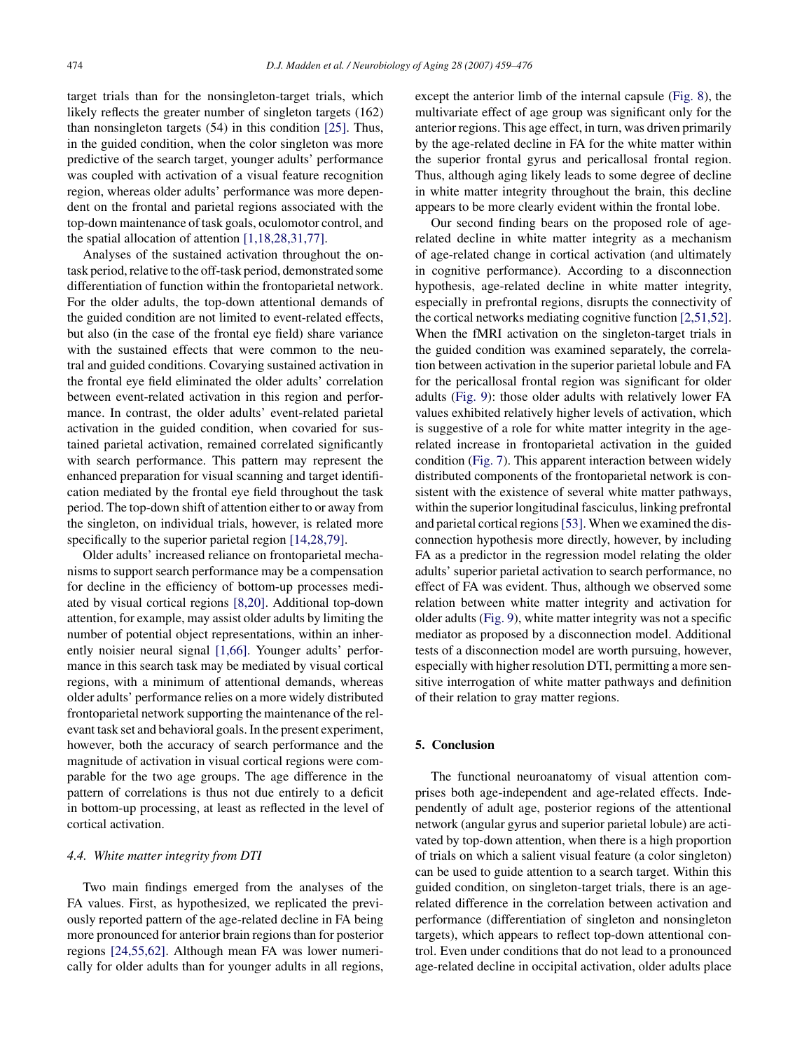target trials than for the nonsingleton-target trials, which likely reflects the greater number of singleton targets (162) than nonsingleton targets (54) in this condition [25]. Thus, in the guided condition, when the color singleton was more predictive of the search target, younger adults' performance was coupled with activation of a visual feature recognition region, whereas older adults' performance was more dependent on the frontal and parietal regions associated with the top-down maintenance of task goals, oculomotor control, and the spatial allocation of attention [1,18,28,31,77].

Analyses of the sustained activation throughout the on-task period, relative to the off-task period, demonstrated some differentiation of function within the frontoparietal network. For the older adults, the top-down attentional demands of the guided condition are not limited to event-related effects, but also (in the case of the frontal eye field) share variance with the sustained effects that were common to the neutral and guided conditions. Covarying sustained activation in the frontal eye field eliminated the older adults' correlation between event-related activation in this region and performance. In contrast, the older adults' event-related parietal activation in the guided condition, when covaried for sustained parietal activation, remained correlated significantly with search performance. This pattern may represent the enhanced preparation for visual scanning and target identification mediated by the frontal eye field throughout the task period. The top-down shift of attention either to or away from the singleton, on individual trials, however, is related more specifically to the superior parietal region [14,28,79].

Older adults' increased reliance on frontoparietal mechanisms to support search performance may be a compensation for decline in the efficiency of bottom-up processes mediated by visual cortical regions [8,20]. Additional top-down attention, for example, may assist older adults by limiting the number of potential object representations, within an inherently noisier neural signal [1,66]. Younger adults' performance in this search task may be mediated by visual cortical regions, with a minimum of attentional demands, whereas older adults' performance relies on a more widely distributed frontoparietal network supporting the maintenance of the relevant task set and behavioral goals. In the present experiment, however, both the accuracy of search performance and the magnitude of activation in visual cortical regions were comparable for the two age groups. The age difference in the pattern of correlations is thus not due entirely to a deficit in bottom-up processing, at least as reflected in the level of cortical activation.

### *4.4. White matter integrity from DTI*

Two main findings emerged from the analyses of the FA values. First, as hypothesized, we replicated the previously reported pattern of the age-related decline in FA being more pronounced for anterior brain regions than for posterior regions [24,55,62]. Although mean FA was lower numerically for older adults than for younger adults in all regions, except the anterior limb of the internal capsule (Fig. 8), the multivariate effect of age group was significant only for the anterior regions. This age effect, in turn, was driven primarily by the age-related decline in FA for the white matter within the superior frontal gyrus and pericallosal frontal region. Thus, although aging likely leads to some degree of decline in white matter integrity throughout the brain, this decline appears to be more clearly evident within the frontal lobe.

Our second finding bears on the proposed role of age-related decline in white matter integrity as a mechanism of age-related change in cortical activation (and ultimately in cognitive performance). According to a disconnection hypothesis, age-related decline in white matter integrity, especially in prefrontal regions, disrupts the connectivity of the cortical networks mediating cognitive function [2,51,52]. When the fMRI activation on the singleton-target trials in the guided condition was examined separately, the correlation between activation in the superior parietal lobule and FA for the pericallosal frontal region was significant for older adults (Fig. 9): those older adults with relatively lower FA values exhibited relatively higher levels of activation, which is suggestive of a role for white matter integrity in the age-related increase in frontoparietal activation in the guided condition (Fig. 7). This apparent interaction between widely distributed components of the frontoparietal network is consistent with the existence of several white matter pathways, within the superior longitudinal fasciculus, linking prefrontal and parietal cortical regions [53]. When we examined the disconnection hypothesis more directly, however, by including FA as a predictor in the regression model relating the older adults' superior parietal activation to search performance, no effect of FA was evident. Thus, although we observed some relation between white matter integrity and activation for older adults (Fig. 9), white matter integrity was not a specific mediator as proposed by a disconnection model. Additional tests of a disconnection model are worth pursuing, however, especially with higher resolution DTI, permitting a more sensitive interrogation of white matter pathways and definition of their relation to gray matter regions.

## 5. Conclusion

The functional neuroanatomy of visual attention comprises both age-independent and age-related effects. Independently of adult age, posterior regions of the attentional network (angular gyrus and superior parietal lobule) are activated by top-down attention, when there is a high proportion of trials on which a salient visual feature (a color singleton) can be used to guide attention to a search target. Within this guided condition, on singleton-target trials, there is an age-related difference in the correlation between activation and performance (differentiation of singleton and nonsingleton targets), which appears to reflect top-down attentional control. Even under conditions that do not lead to a pronounced age-related decline in occipital activation, older adults place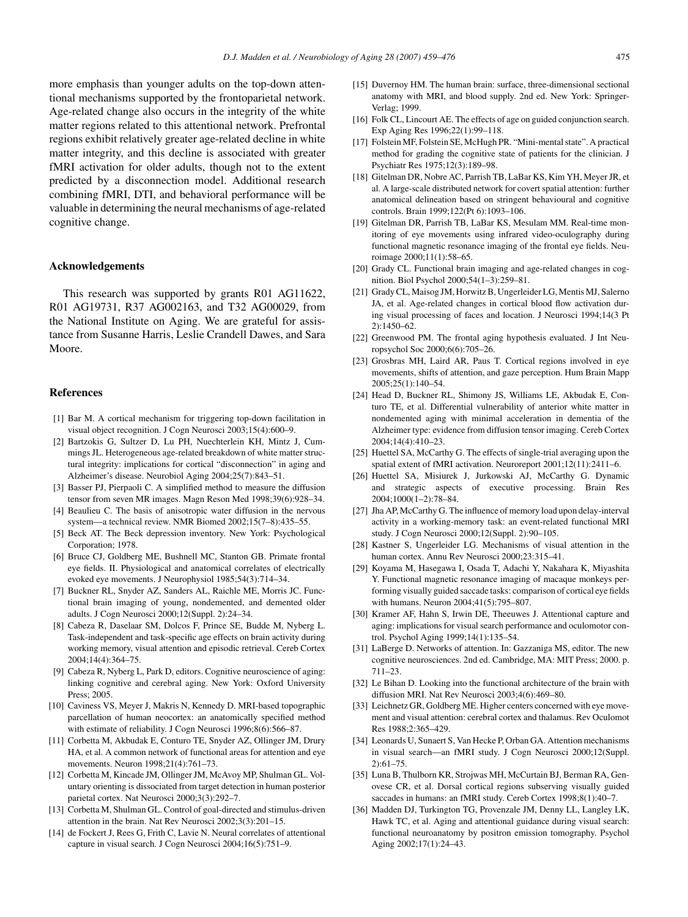more emphasis than younger adults on the top-down attentional mechanisms supported by the frontoparietal network. Age-related change also occurs in the integrity of the white matter regions related to this attentional network. Prefrontal regions exhibit relatively greater age-related decline in white matter integrity, and this decline is associated with greater fMRI activation for older adults, though not to the extent predicted by a disconnection model. Additional research combining fMRI, DTI, and behavioral performance will be valuable in determining the neural mechanisms of age-related cognitive change.

## Acknowledgements

This research was supported by grants R01 AG11622, R01 AG19731, R37 AG002163, and T32 AG00029, from the National Institute on Aging. We are grateful for assistance from Susanne Harris, Leslie Crandell Dawes, and Sara Moore.

## References

[1] Bar M. A cortical mechanism for triggering top-down facilitation in visual object recognition. J Cogn Neurosci 2003;15(4):600–9.

[2] Bartzokis G, Sultzer D, Lu PH, Nuechterlein KH, Mintz J, Cummings JL. Heterogeneous age-related breakdown of white matter structural integrity: implications for cortical "disconnection" in aging and Alzheimer's disease. Neurobiol Aging 2004;25(7):843–51.

[3] Basser PJ, Pierpaoli C. A simplified method to measure the diffusion tensor from seven MR images. Magn Reson Med 1998;39(6):928–34.

[4] Beaulieu C. The basis of anisotropic water diffusion in the nervous system—a technical review. NMR Biomed 2002;15(7–8):435–55.

[5] Beck AT. The Beck depression inventory. New York: Psychological Corporation; 1978.

[6] Bruce CJ, Goldberg ME, Bushnell MC, Stanton GB. Primate frontal eye fields. II. Physiological and anatomical correlates of electrically evoked eye movements. J Neurophysiol 1985;54(3):714–34.

[7] Buckner RL, Snyder AZ, Sanders AL, Raichle ME, Morris JC. Functional brain imaging of young, nondemented, and demented older adults. J Cogn Neurosci 2000;12(Suppl. 2):24–34.

[8] Cabeza R, Daselaar SM, Dolcos F, Prince SE, Budde M, Nyberg L. Task-independent and task-specific age effects on brain activity during working memory, visual attention and episodic retrieval. Cereb Cortex 2004;14(4):364–75.

[9] Cabeza R, Nyberg L, Park D, editors. Cognitive neuroscience of aging: linking cognitive and cerebral aging. New York: Oxford University Press; 2005.

[10] Caviness VS, Meyer J, Makris N, Kennedy D. MRI-based topographic parcellation of human neocortex: an anatomically specified method with estimate of reliability. J Cogn Neurosci 1996;8(6):566–87.

[11] Corbetta M, Akbudak E, Conturo TE, Snyder AZ, Ollinger JM, Drury HA, et al. A common network of functional areas for attention and eye movements. Neuron 1998;21(4):761–73.

[12] Corbetta M, Kincade JM, Ollinger JM, McAvoy MP, Shulman GL. Voluntary orienting is dissociated from target detection in human posterior parietal cortex. Nat Neurosci 2000;3(3):292–7.

[13] Corbetta M, Shulman GL. Control of goal-directed and stimulus-driven attention in the brain. Nat Rev Neurosci 2002;3(3):201–15.

[14] de Fockert J, Rees G, Frith C, Lavie N. Neural correlates of attentional capture in visual search. J Cogn Neurosci 2004;16(5):751–9.

[15] Duvernoy HM. The human brain: surface, three-dimensional sectional anatomy with MRI, and blood supply. 2nd ed. New York: Springer-Verlag; 1999.

[16] Folk CL, Lincourt AE. The effects of age on guided conjunction search. Exp Aging Res 1996;22(1):99–118.

[17] Folstein MF, Folstein SE, McHugh PR. "Mini-mental state". A practical method for grading the cognitive state of patients for the clinician. J Psychiatr Res 1975;12(3):189–98.

[18] Gitelman DR, Nobre AC, Parrish TB, LaBar KS, Kim YH, Meyer JR, et al. A large-scale distributed network for covert spatial attention: further anatomical delineation based on stringent behavioural and cognitive controls. Brain 1999;122(Pt 6):1093–106.

[19] Gitelman DR, Parrish TB, LaBar KS, Mesulam MM. Real-time monitoring of eye movements using infrared video-oculography during functional magnetic resonance imaging of the frontal eye fields. Neuroimage 2000;11(1):58–65.

[20] Grady CL. Functional brain imaging and age-related changes in cognition. Biol Psychol 2000;54(1–3):259–81.

[21] Grady CL, Maisog JM, Horwitz B, Ungerleider LG, Mentis MJ, Salerno JA, et al. Age-related changes in cortical blood flow activation during visual processing of faces and location. J Neurosci 1994;14(3 Pt 2):1450–62.

[22] Greenwood PM. The frontal aging hypothesis evaluated. J Int Neuropsychol Soc 2000;6(6):705–26.

[23] Grosbras MH, Laird AR, Paus T. Cortical regions involved in eye movements, shifts of attention, and gaze perception. Hum Brain Mapp 2005;25(1):140–54.

[24] Head D, Buckner RL, Shimony JS, Williams LE, Akbudak E, Conturo TE, et al. Differential vulnerability of anterior white matter in nondemented aging with minimal acceleration in dementia of the Alzheimer type: evidence from diffusion tensor imaging. Cereb Cortex 2004;14(4):410–23.

[25] Huettel SA, McCarthy G. The effects of single-trial averaging upon the spatial extent of fMRI activation. Neuroreport 2001;12(11):2411–6.

[26] Huettel SA, Misiurek J, Jurkowski AJ, McCarthy G. Dynamic and strategic aspects of executive processing. Brain Res 2004;1000(1–2):78–84.

[27] Jha AP, McCarthy G. The influence of memory load upon delay-interval activity in a working-memory task: an event-related functional MRI study. J Cogn Neurosci 2000;12(Suppl. 2):90–105.

[28] Kastner S, Ungerleider LG. Mechanisms of visual attention in the human cortex. Annu Rev Neurosci 2000;23:315–41.

[29] Koyama M, Hasegawa I, Osada T, Adachi Y, Nakahara K, Miyashita Y. Functional magnetic resonance imaging of macaque monkeys performing visually guided saccade tasks: comparison of cortical eye fields with humans. Neuron 2004;41(5):795–807.

[30] Kramer AF, Hahn S, Irwin DE, Theeuwes J. Attentional capture and aging: implications for visual search performance and oculomotor control. Psychol Aging 1999;14(1):135–54.

[31] LaBerge D. Networks of attention. In: Gazzaniga MS, editor. The new cognitive neurosciences. 2nd ed. Cambridge, MA: MIT Press; 2000. p. 711–23.

[32] Le Bihan D. Looking into the functional architecture of the brain with diffusion MRI. Nat Rev Neurosci 2003;4(6):469–80.

[33] Leichnetz GR, Goldberg ME. Higher centers concerned with eye movement and visual attention: cerebral cortex and thalamus. Rev Oculomot Res 1988;2:365–429.

[34] Leonards U, Sunaert S, Van Hecke P, Orban GA. Attention mechanisms in visual search—an fMRI study. J Cogn Neurosci 2000;12(Suppl. 2):61–75.

[35] Luna B, Thulborn KR, Strojwas MH, McCurtain BJ, Berman RA, Genovese CR, et al. Dorsal cortical regions subserving visually guided saccades in humans: an fMRI study. Cereb Cortex 1998;8(1):40–7.

[36] Madden DJ, Turkington TG, Provenzale JM, Denny LL, Langley LK, Hawk TC, et al. Aging and attentional guidance during visual search: functional neuroanatomy by positron emission tomography. Psychol Aging 2002;17(1):24–43.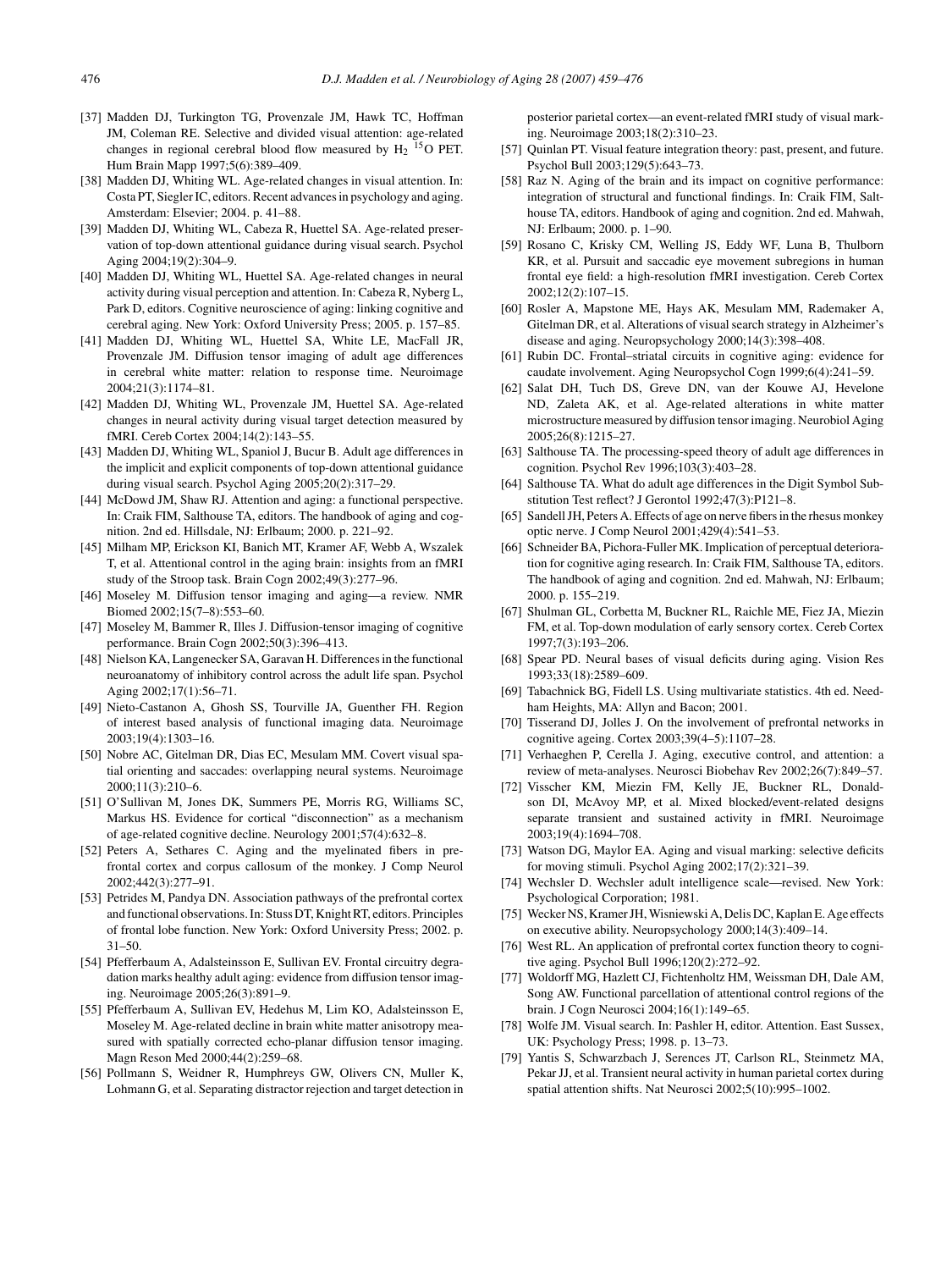[37] Madden DJ, Turkington TG, Provenzale JM, Hawk TC, Hoffman JM, Coleman RE. Selective and divided visual attention: age-related changes in regional cerebral blood flow measured by $H_2$ $^{15}O$ PET. Hum Brain Mapp 1997;5(6):389–409.

[38] Madden DJ, Whiting WL. Age-related changes in visual attention. In: Costa PT, Siegler IC, editors. Recent advances in psychology and aging. Amsterdam: Elsevier; 2004. p. 41–88.

[39] Madden DJ, Whiting WL, Cabeza R, Huettel SA. Age-related preservation of top-down attentional guidance during visual search. Psychol Aging 2004;19(2):304–9.

[40] Madden DJ, Whiting WL, Huettel SA. Age-related changes in neural activity during visual perception and attention. In: Cabeza R, Nyberg L, Park D, editors. Cognitive neuroscience of aging: linking cognitive and cerebral aging. New York: Oxford University Press; 2005. p. 157–85.

[41] Madden DJ, Whiting WL, Huettel SA, White LE, MacFall JR, Provenzale JM. Diffusion tensor imaging of adult age differences in cerebral white matter: relation to response time. Neuroimage 2004;21(3):1174–81.

[42] Madden DJ, Whiting WL, Provenzale JM, Huettel SA. Age-related changes in neural activity during visual target detection measured by fMRI. Cereb Cortex 2004;14(2):143–55.

[43] Madden DJ, Whiting WL, Spaniol J, Bucur B. Adult age differences in the implicit and explicit components of top-down attentional guidance during visual search. Psychol Aging 2005;20(2):317–29.

[44] McDowd JM, Shaw RJ. Attention and aging: a functional perspective. In: Craik FIM, Salthouse TA, editors. The handbook of aging and cognition. 2nd ed. Hillsdale, NJ: Erlbaum; 2000. p. 221–92.

[45] Milham MP, Erickson KI, Banich MT, Kramer AF, Webb A, Wszalek T, et al. Attentional control in the aging brain: insights from an fMRI study of the Stroop task. Brain Cogn 2002;49(3):277–96.

[46] Moseley M. Diffusion tensor imaging and aging—a review. NMR Biomed 2002;15(7–8):553–60.

[47] Moseley M, Bammer R, Illes J. Diffusion-tensor imaging of cognitive performance. Brain Cogn 2002;50(3):396–413.

[48] Nielson KA, Langenecker SA, Garavan H. Differences in the functional neuroanatomy of inhibitory control across the adult life span. Psychol Aging 2002;17(1):56–71.

[49] Nieto-Castanon A, Ghosh SS, Tourville JA, Guenther FH. Region of interest based analysis of functional imaging data. Neuroimage 2003;19(4):1303–16.

[50] Nobre AC, Gitelman DR, Dias EC, Mesulam MM. Covert visual spatial orienting and saccades: overlapping neural systems. Neuroimage 2000;11(3):210–6.

[51] O'Sullivan M, Jones DK, Summers PE, Morris RG, Williams SC, Markus HS. Evidence for cortical "disconnection" as a mechanism of age-related cognitive decline. Neurology 2001;57(4):632–8.

[52] Peters A, Sethares C. Aging and the myelinated fibers in prefrontal cortex and corpus callosum of the monkey. J Comp Neurol 2002;442(3):277–91.

[53] Petrides M, Pandya DN. Association pathways of the prefrontal cortex and functional observations. In: Stuss DT, Knight RT, editors. Principles of frontal lobe function. New York: Oxford University Press; 2002. p. 31–50.

[54] Pfefferbaum A, Adalsteinsson E, Sullivan EV. Frontal circuitry degradation marks healthy adult aging: evidence from diffusion tensor imaging. Neuroimage 2005;26(3):891–9.

[55] Pfefferbaum A, Sullivan EV, Hedehus M, Lim KO, Adalsteinsson E, Moseley M. Age-related decline in brain white matter anisotropy measured with spatially corrected echo-planar diffusion tensor imaging. Magn Reson Med 2000;44(2):259–68.

[56] Pollmann S, Weidner R, Humphreys GW, Olivers CN, Muller K, Lohmann G, et al. Separating distractor rejection and target detection in posterior parietal cortex—an event-related fMRI study of visual marking. Neuroimage 2003;18(2):310–23.

[57] Quinlan PT. Visual feature integration theory: past, present, and future. Psychol Bull 2003;129(5):643–73.

[58] Raz N. Aging of the brain and its impact on cognitive performance: integration of structural and functional findings. In: Craik FIM, Salthouse TA, editors. Handbook of aging and cognition. 2nd ed. Mahwah, NJ: Erlbaum; 2000. p. 1–90.

[59] Rosano C, Krisky CM, Welling JS, Eddy WF, Luna B, Thulborn KR, et al. Pursuit and saccadic eye movement subregions in human frontal eye field: a high-resolution fMRI investigation. Cereb Cortex 2002;12(2):107–15.

[60] Rosler A, Mapstone ME, Hays AK, Mesulam MM, Rademaker A, Gitelman DR, et al. Alterations of visual search strategy in Alzheimer's disease and aging. Neuropsychology 2000;14(3):398–408.

[61] Rubin DC. Frontal–striatal circuits in cognitive aging: evidence for caudate involvement. Aging Neuropsychol Cogn 1999;6(4):241–59.

[62] Salat DH, Tuch DS, Greve DN, van der Kouwe AJ, Hevelone ND, Zaleta AK, et al. Age-related alterations in white matter microstructure measured by diffusion tensor imaging. Neurobiol Aging 2005;26(8):1215–27.

[63] Salthouse TA. The processing-speed theory of adult age differences in cognition. Psychol Rev 1996;103(3):403–28.

[64] Salthouse TA. What do adult age differences in the Digit Symbol Substitution Test reflect? J Gerontol 1992;47(3):P121–8.

[65] Sandell JH, Peters A. Effects of age on nerve fibers in the rhesus monkey optic nerve. J Comp Neurol 2001;429(4):541–53.

[66] Schneider BA, Pichora-Fuller MK. Implication of perceptual deterioration for cognitive aging research. In: Craik FIM, Salthouse TA, editors. The handbook of aging and cognition. 2nd ed. Mahwah, NJ: Erlbaum; 2000. p. 155–219.

[67] Shulman GL, Corbetta M, Buckner RL, Raichle ME, Fiez JA, Miezin FM, et al. Top-down modulation of early sensory cortex. Cereb Cortex 1997;7(3):193–206.

[68] Spear PD. Neural bases of visual deficits during aging. Vision Res 1993;33(18):2589–609.

[69] Tabachnick BG, Fidell LS. Using multivariate statistics. 4th ed. Needham Heights, MA: Allyn and Bacon; 2001.

[70] Tisserand DJ, Jolles J. On the involvement of prefrontal networks in cognitive ageing. Cortex 2003;39(4–5):1107–28.

[71] Verhaeghen P, Cerella J. Aging, executive control, and attention: a review of meta-analyses. Neurosci Biobehav Rev 2002;26(7):849–57.

[72] Visscher KM, Miezin FM, Kelly JE, Buckner RL, Donaldson DI, McAvoy MP, et al. Mixed blocked/event-related designs separate transient and sustained activity in fMRI. Neuroimage 2003;19(4):1694–708.

[73] Watson DG, Maylor EA. Aging and visual marking: selective deficits for moving stimuli. Psychol Aging 2002;17(2):321–39.

[74] Wechsler D. Wechsler adult intelligence scale—revised. New York: Psychological Corporation; 1981.

[75] Wecker NS, Kramer JH, Wisniewski A, Delis DC, Kaplan E. Age effects on executive ability. Neuropsychology 2000;14(3):409–14.

[76] West RL. An application of prefrontal cortex function theory to cognitive aging. Psychol Bull 1996;120(2):272–92.

[77] Woldorff MG, Hazlett CJ, Fichtenholtz HM, Weissman DH, Dale AM, Song AW. Functional parcellation of attentional control regions of the brain. J Cogn Neurosci 2004;16(1):149–65.

[78] Wolfe JM. Visual search. In: Pashler H, editor. Attention. East Sussex, UK: Psychology Press; 1998. p. 13–73.

[79] Yantis S, Schwarzbach J, Serences JT, Carlson RL, Steinmetz MA, Pekar JJ, et al. Transient neural activity in human parietal cortex during spatial attention shifts. Nat Neurosci 2002;5(10):995–1002.